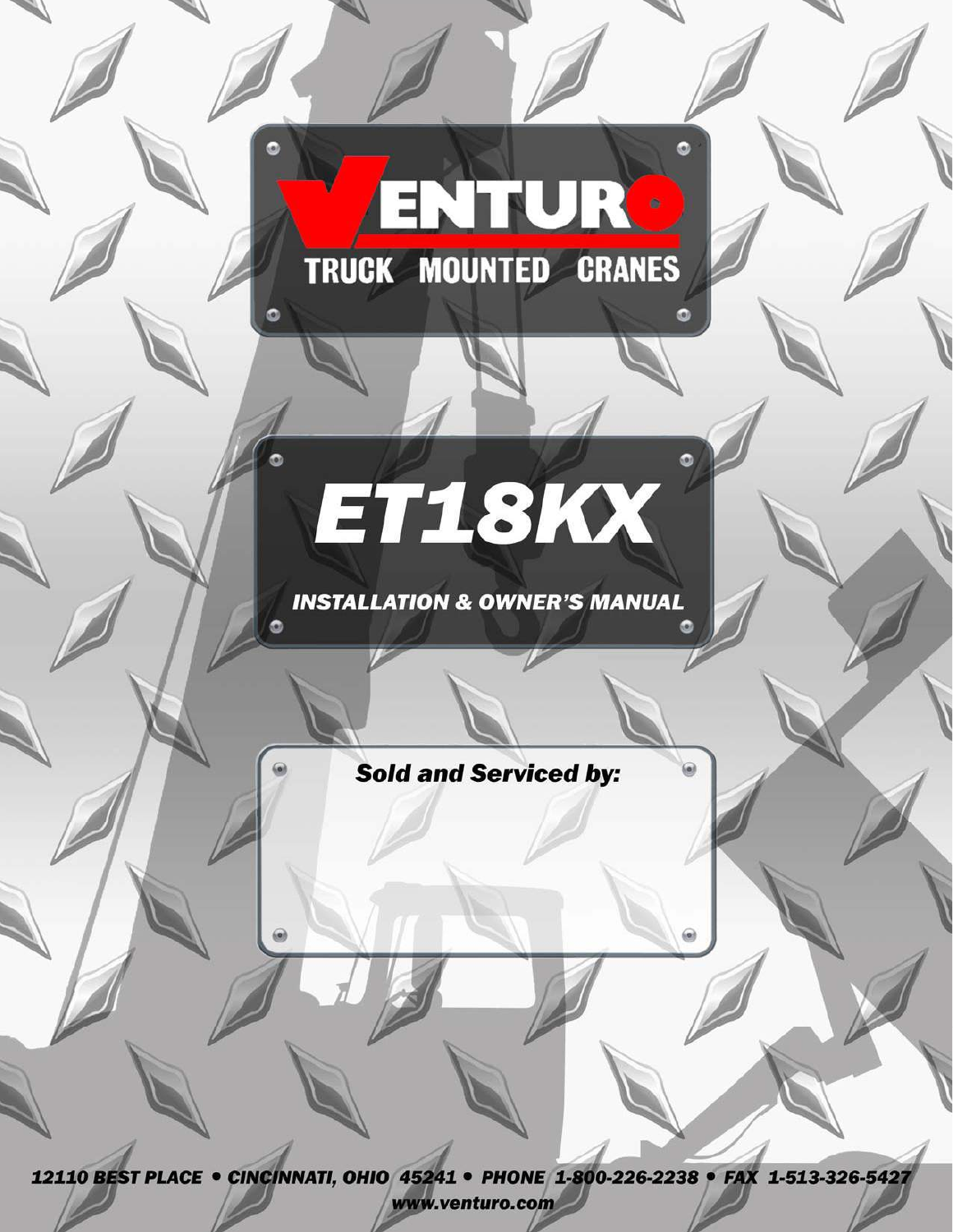# VENTURO

## TRUCK MOUNTED CRANES

# ET18KX

## INSTALLATION & OWNER'S MANUAL

*Sold and Serviced by:*

*12110 BEST PLACE • CINCINNATI, OHIO 45241 • PHONE 1-800-226-2238 • FAX 1-513-326-5427*

*www.venturo.com*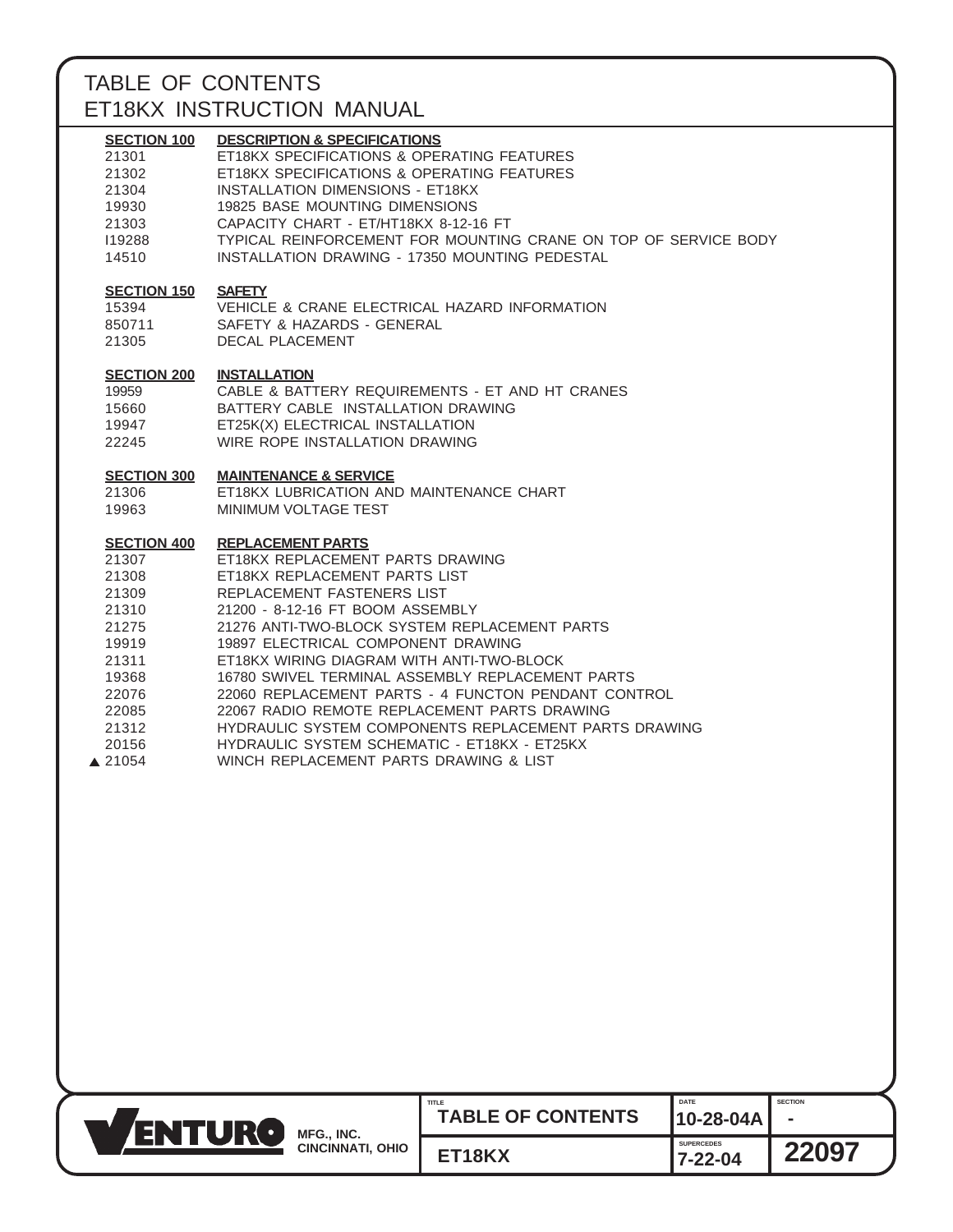# TABLE OF CONTENTS
# ET18KX INSTRUCTION MANUAL

**SECTION 100 — DESCRIPTION & SPECIFICATIONS**

| | |
|---|---|
| 21301 | ET18KX SPECIFICATIONS & OPERATING FEATURES |
| 21302 | ET18KX SPECIFICATIONS & OPERATING FEATURES |
| 21304 | INSTALLATION DIMENSIONS - ET18KX |
| 19930 | 19825 BASE MOUNTING DIMENSIONS |
| 21303 | CAPACITY CHART - ET/HT18KX 8-12-16 FT |
| I19288 | TYPICAL REINFORCEMENT FOR MOUNTING CRANE ON TOP OF SERVICE BODY |
| 14510 | INSTALLATION DRAWING - 17350 MOUNTING PEDESTAL |

**SECTION 150 — SAFETY**

| | |
|---|---|
| 15394 | VEHICLE & CRANE ELECTRICAL HAZARD INFORMATION |
| 850711 | SAFETY & HAZARDS - GENERAL |
| 21305 | DECAL PLACEMENT |

**SECTION 200 — INSTALLATION**

| | |
|---|---|
| 19959 | CABLE & BATTERY REQUIREMENTS - ET AND HT CRANES |
| 15660 | BATTERY CABLE INSTALLATION DRAWING |
| 19947 | ET25K(X) ELECTRICAL INSTALLATION |
| 22245 | WIRE ROPE INSTALLATION DRAWING |

**SECTION 300 — MAINTENANCE & SERVICE**

| | |
|---|---|
| 21306 | ET18KX LUBRICATION AND MAINTENANCE CHART |
| 19963 | MINIMUM VOLTAGE TEST |

**SECTION 400 — REPLACEMENT PARTS**

| | |
|---|---|
| 21307 | ET18KX REPLACEMENT PARTS DRAWING |
| 21308 | ET18KX REPLACEMENT PARTS LIST |
| 21309 | REPLACEMENT FASTENERS LIST |
| 21310 | 21200 - 8-12-16 FT BOOM ASSEMBLY |
| 21275 | 21276 ANTI-TWO-BLOCK SYSTEM REPLACEMENT PARTS |
| 19919 | 19897 ELECTRICAL COMPONENT DRAWING |
| 21311 | ET18KX WIRING DIAGRAM WITH ANTI-TWO-BLOCK |
| 19368 | 16780 SWIVEL TERMINAL ASSEMBLY REPLACEMENT PARTS |
| 22076 | 22060 REPLACEMENT PARTS - 4 FUNCTON PENDANT CONTROL |
| 22085 | 22067 RADIO REMOTE REPLACEMENT PARTS DRAWING |
| 21312 | HYDRAULIC SYSTEM COMPONENTS REPLACEMENT PARTS DRAWING |
| 20156 | HYDRAULIC SYSTEM SCHEMATIC - ET18KX - ET25KX |
| ▲ 21054 | WINCH REPLACEMENT PARTS DRAWING & LIST |

VENTURO MFG., INC. CINCINNATI, OHIO

| TITLE | DATE | SECTION |
|---|---|---|
| TABLE OF CONTENTS | 10-28-04A | - |
| ET18KX | SUPERCEDES 7-22-04 | 22097 |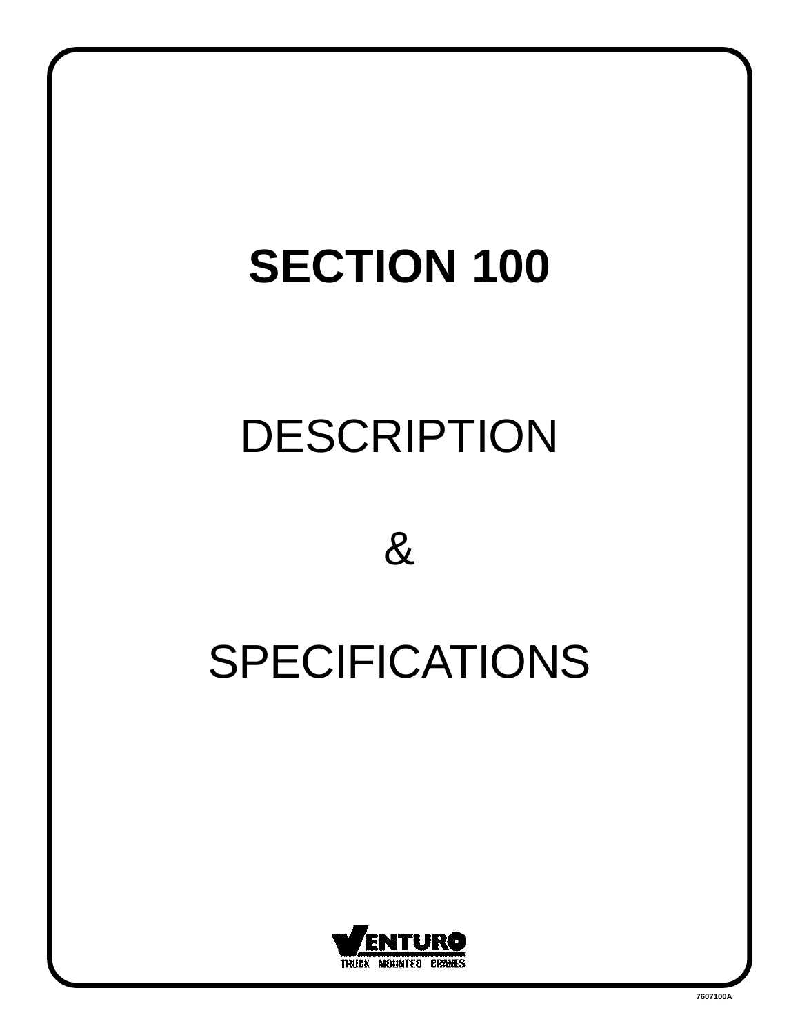# SECTION 100

DESCRIPTION

&

SPECIFICATIONS

VENTURO
TRUCK MOUNTED CRANES

7607100A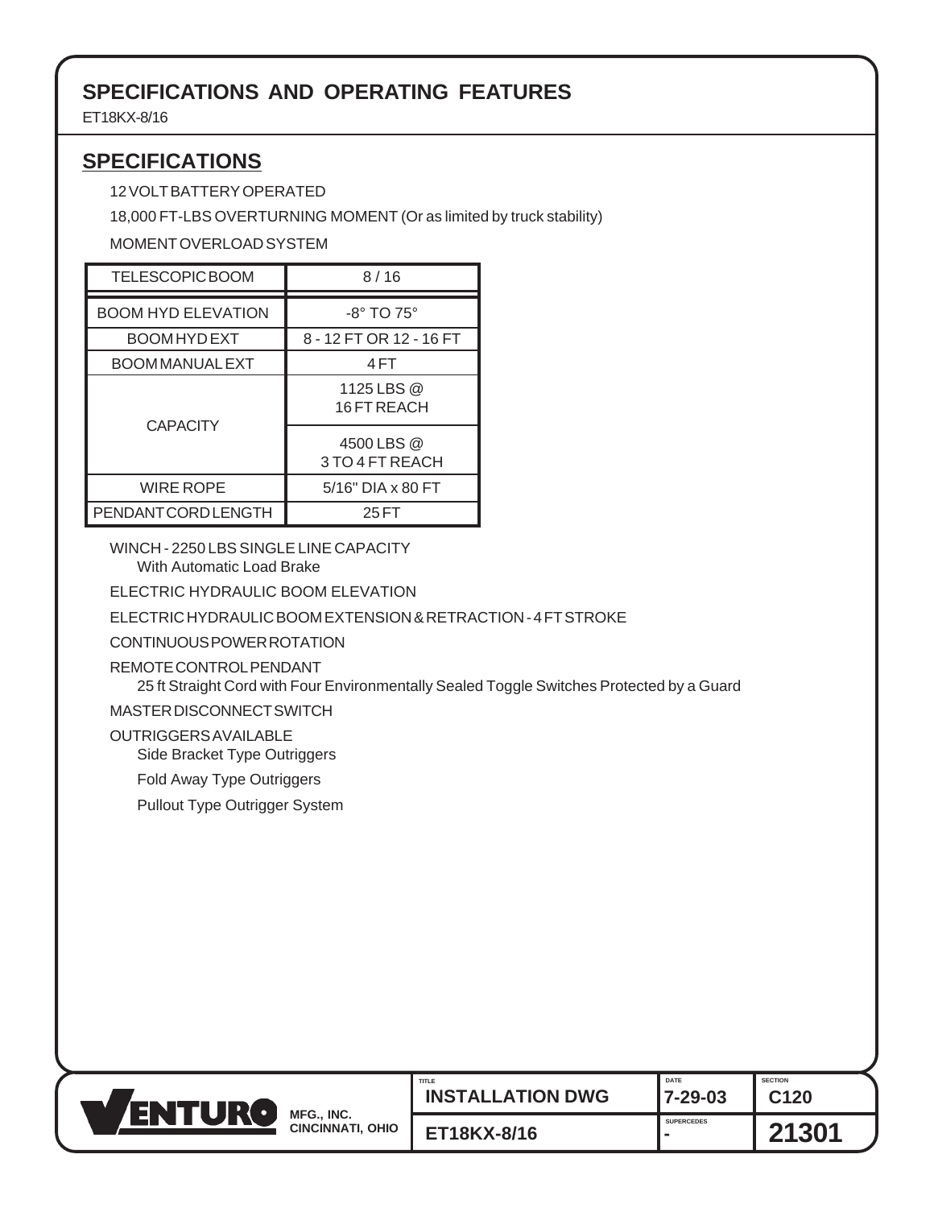## SPECIFICATIONS AND OPERATING FEATURES

ET18KX-8/16

## SPECIFICATIONS

12 VOLT BATTERY OPERATED

18,000 FT-LBS OVERTURNING MOMENT (Or as limited by truck stability)

MOMENT OVERLOAD SYSTEM

| TELESCOPIC BOOM | 8 / 16 |
|---|---|
| BOOM HYD ELEVATION | -8° TO 75° |
| BOOM HYD EXT | 8 - 12 FT OR 12 - 16 FT |
| BOOM MANUAL EXT | 4 FT |
| CAPACITY | 1125 LBS @ 16 FT REACH |
| | 4500 LBS @ 3 TO 4 FT REACH |
| WIRE ROPE | 5/16" DIA x 80 FT |
| PENDANT CORD LENGTH | 25 FT |

WINCH - 2250 LBS SINGLE LINE CAPACITY
With Automatic Load Brake

ELECTRIC HYDRAULIC BOOM ELEVATION

ELECTRIC HYDRAULIC BOOM EXTENSION & RETRACTION - 4 FT STROKE

CONTINUOUS POWER ROTATION

REMOTE CONTROL PENDANT
25 ft Straight Cord with Four Environmentally Sealed Toggle Switches Protected by a Guard

MASTER DISCONNECT SWITCH

OUTRIGGERS AVAILABLE
- Side Bracket Type Outriggers
- Fold Away Type Outriggers
- Pullout Type Outrigger System

| VENTURO MFG., INC. CINCINNATI, OHIO | TITLE: INSTALLATION DWG | DATE: 7-29-03 | SECTION: C120 |
|---|---|---|---|
| | ET18KX-8/16 | SUPERCEDES: - | 21301 |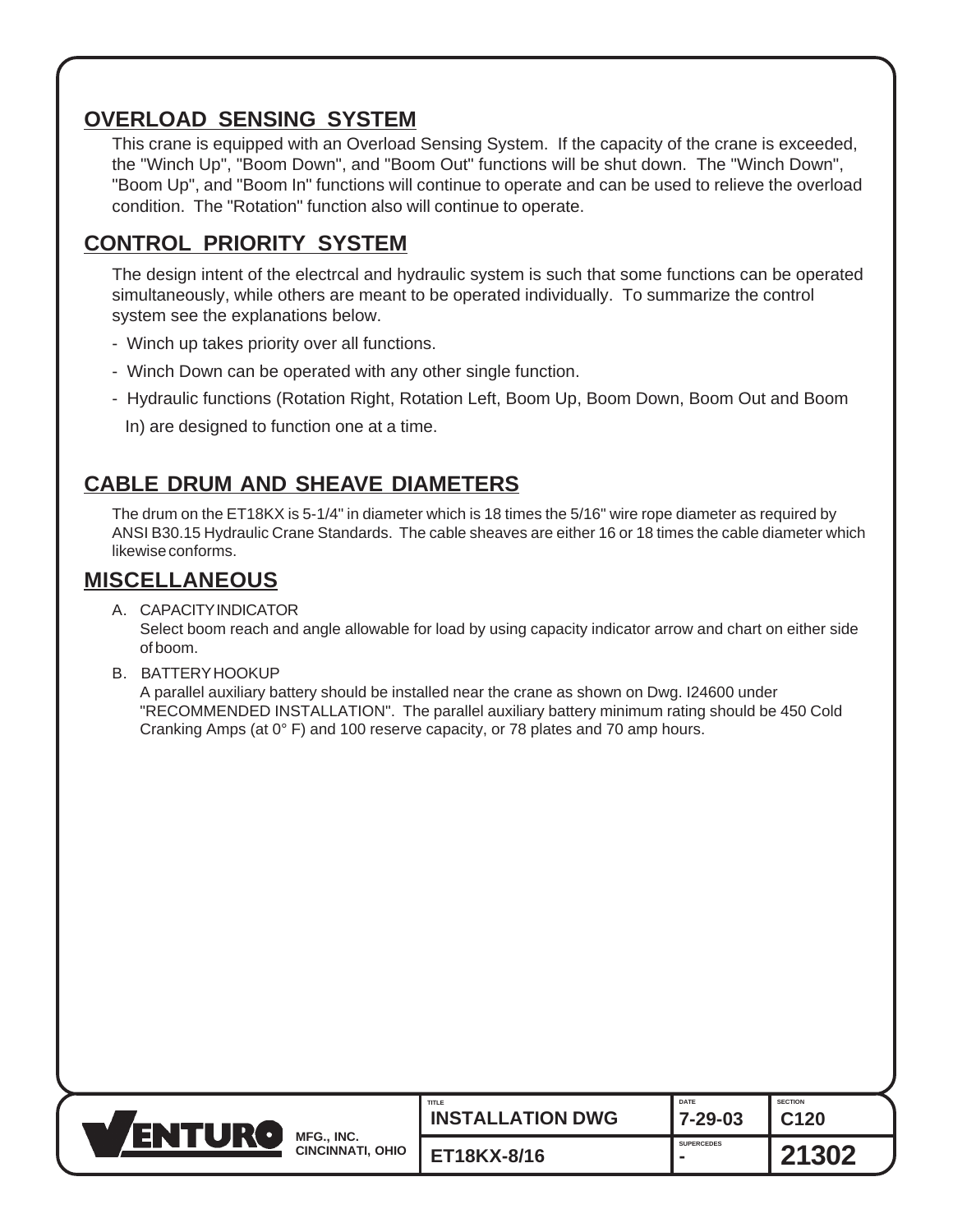## OVERLOAD SENSING SYSTEM

This crane is equipped with an Overload Sensing System. If the capacity of the crane is exceeded, the "Winch Up", "Boom Down", and "Boom Out" functions will be shut down. The "Winch Down", "Boom Up", and "Boom In" functions will continue to operate and can be used to relieve the overload condition. The "Rotation" function also will continue to operate.

## CONTROL PRIORITY SYSTEM

The design intent of the electrcal and hydraulic system is such that some functions can be operated simultaneously, while others are meant to be operated individually. To summarize the control system see the explanations below.

- Winch up takes priority over all functions.
- Winch Down can be operated with any other single function.
- Hydraulic functions (Rotation Right, Rotation Left, Boom Up, Boom Down, Boom Out and Boom In) are designed to function one at a time.

## CABLE DRUM AND SHEAVE DIAMETERS

The drum on the ET18KX is 5-1/4" in diameter which is 18 times the 5/16" wire rope diameter as required by ANSI B30.15 Hydraulic Crane Standards. The cable sheaves are either 16 or 18 times the cable diameter which likewise conforms.

## MISCELLANEOUS

A. CAPACITY INDICATOR
Select boom reach and angle allowable for load by using capacity indicator arrow and chart on either side of boom.

B. BATTERY HOOKUP
A parallel auxiliary battery should be installed near the crane as shown on Dwg. I24600 under "RECOMMENDED INSTALLATION". The parallel auxiliary battery minimum rating should be 450 Cold Cranking Amps (at 0° F) and 100 reserve capacity, or 78 plates and 70 amp hours.

| VENTURO MFG., INC. CINCINNATI, OHIO | TITLE: INSTALLATION DWG | DATE: 7-29-03 | SECTION: C120 |
|---|---|---|---|
| | ET18KX-8/16 | SUPERCEDES: - | 21302 |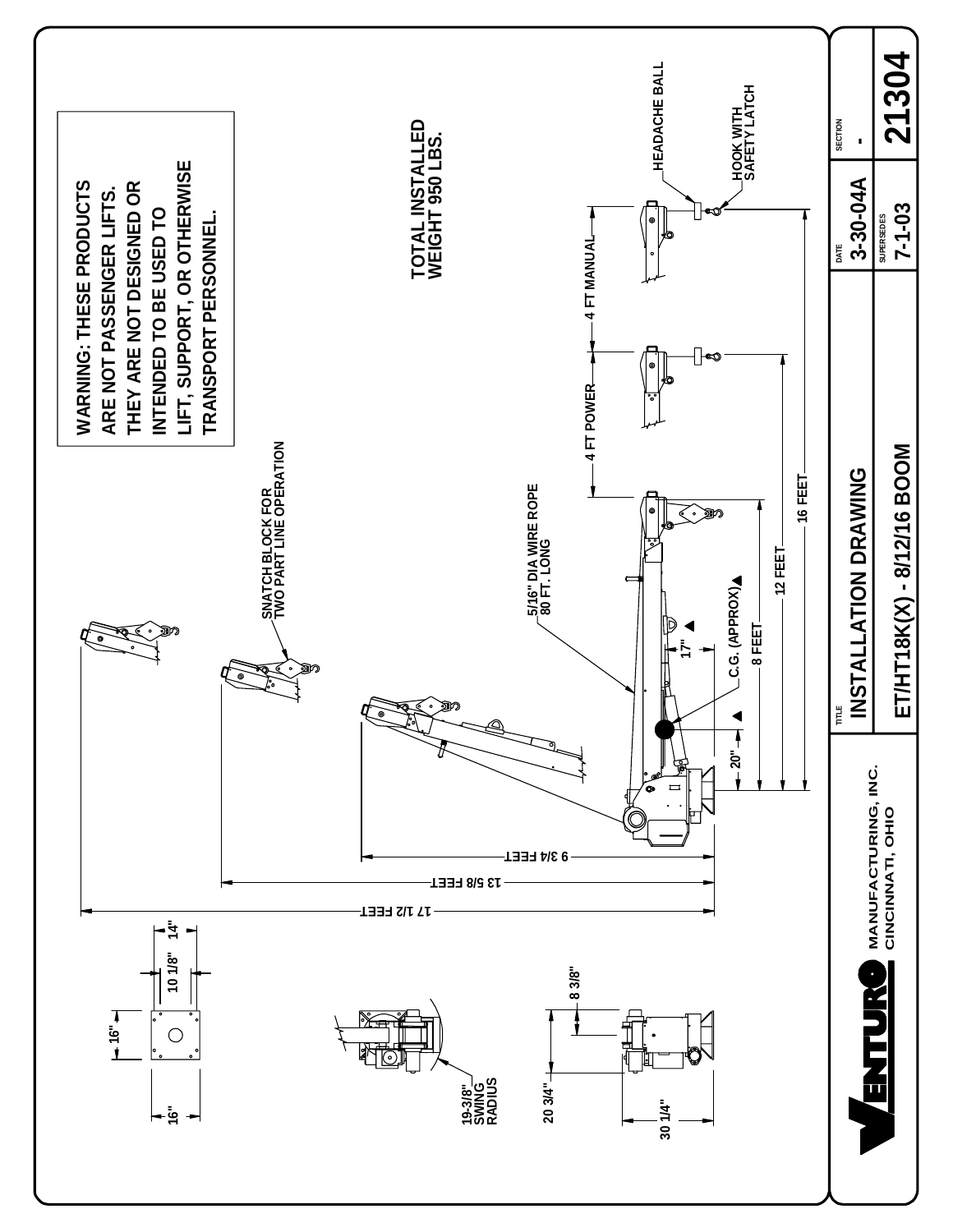**WARNING: THESE PRODUCTS ARE NOT PASSENGER LIFTS. THEY ARE NOT DESIGNED OR INTENDED TO BE USED TO LIFT, SUPPORT, OR OTHERWISE TRANSPORT PERSONNEL.**

**TOTAL INSTALLED WEIGHT 950 LBS.**

HEADACHE BALL

HOOK WITH SAFETY LATCH

4 FT MANUAL

4 FT POWER

16 FEET

12 FEET

8 FEET

SNATCH BLOCK FOR TWO PART LINE OPERATION

5/16" DIA WIRE ROPE 80 FT. LONG

C.G. (APPROX)

17"

20"

9 3/4 FEET

13 5/8 FEET

17 1/2 FEET

16"

16"

10 1/8"

14"

19-3/8" SWING RADIUS

8 3/8"

20 3/4"

30 1/4"

VENTURO MANUFACTURING, INC. CINCINNATI, OHIO

| TITLE | DATE | SECTION |
| --- | --- | --- |
| INSTALLATION DRAWING | 3-30-04A | - |
| ET/HT18K(X) - 8/12/16 BOOM | SUPERSEDES 7-1-03 | 21304 |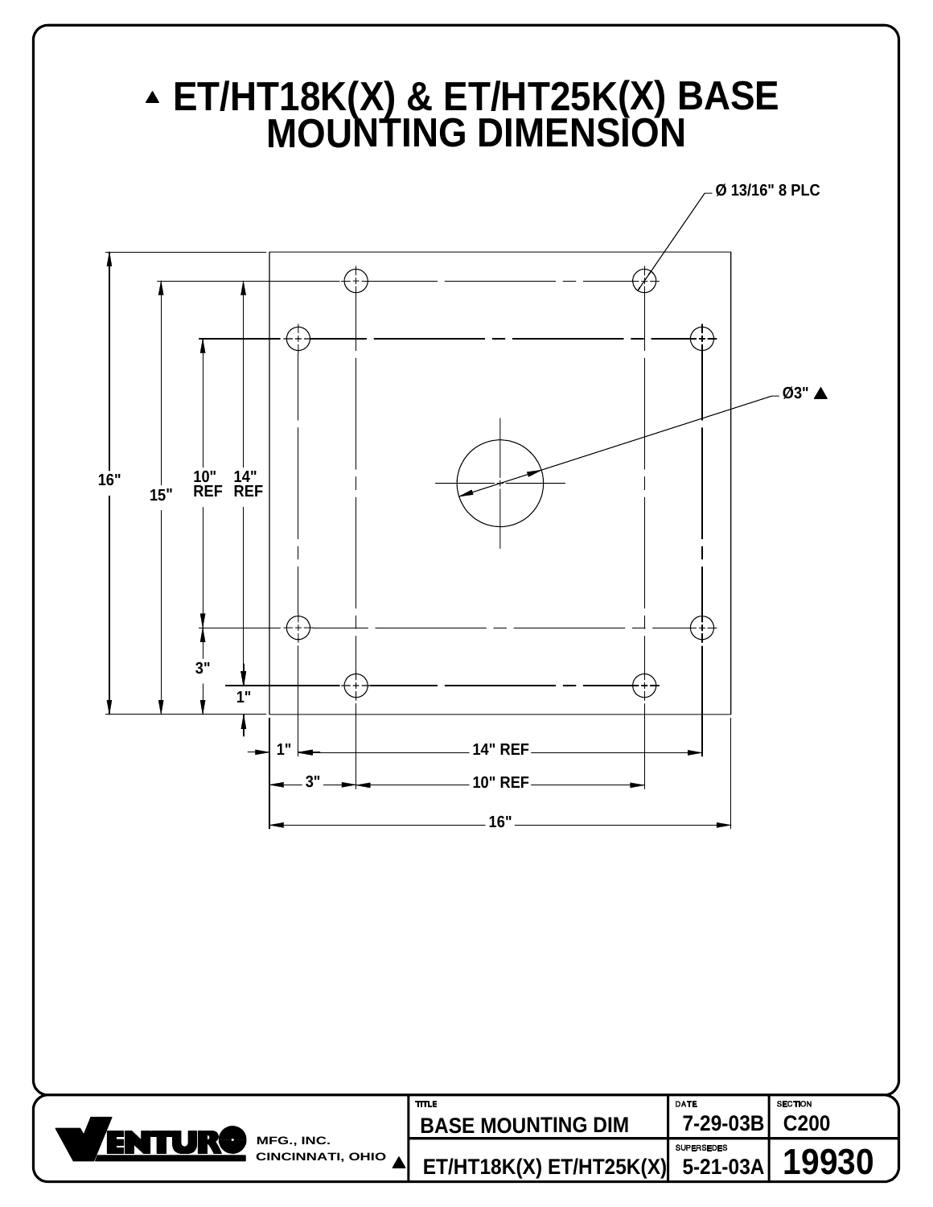# ▲ ET/HT18K(X) & ET/HT25K(X) BASE MOUNTING DIMENSION

Ø 13/16" 8 PLC

Ø3" ▲

16"

15"

10" REF

14" REF

3"

1"

1"

14" REF

3"

10" REF

16"

| VENTURO MFG., INC. CINCINNATI, OHIO ▲ | TITLE | DATE | SECTION |
|---|---|---|---|
| | BASE MOUNTING DIM | 7-29-03B | C200 |
| | | SUPERSEDES | |
| | ET/HT18K(X) ET/HT25K(X) | 5-21-03A | 19930 |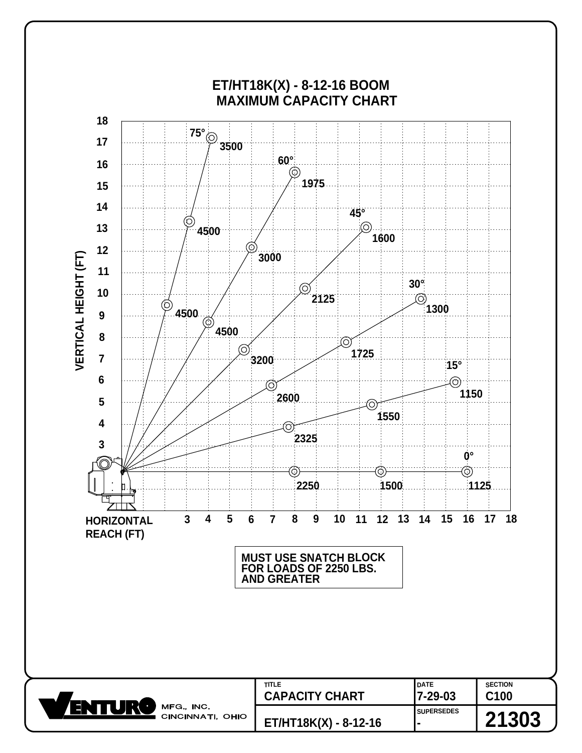# ET/HT18K(X) - 8-12-16 BOOM MAXIMUM CAPACITY CHART

| Boom Angle | Capacity (lbs) at inner point | Capacity (lbs) at middle point | Capacity (lbs) at outer point |
|---|---|---|---|
| 75° | 4500 | 4500 | 3500 |
| 60° | 4500 | 3000 | 1975 |
| 45° | 3200 | 2125 | 1600 |
| 30° | 2600 | 1725 | 1300 |
| 15° | 2325 | 1550 | 1150 |
| 0° | 2250 | 1500 | 1125 |

VERTICAL HEIGHT (FT)

HORIZONTAL REACH (FT)

**MUST USE SNATCH BLOCK FOR LOADS OF 2250 LBS. AND GREATER**

| VENTURO MFG., INC. CINCINNATI, OHIO | TITLE: CAPACITY CHART | DATE: 7-29-03 | SECTION: C100 |
|---|---|---|---|
| | ET/HT18K(X) - 8-12-16 | SUPERSEDES: - | 21303 |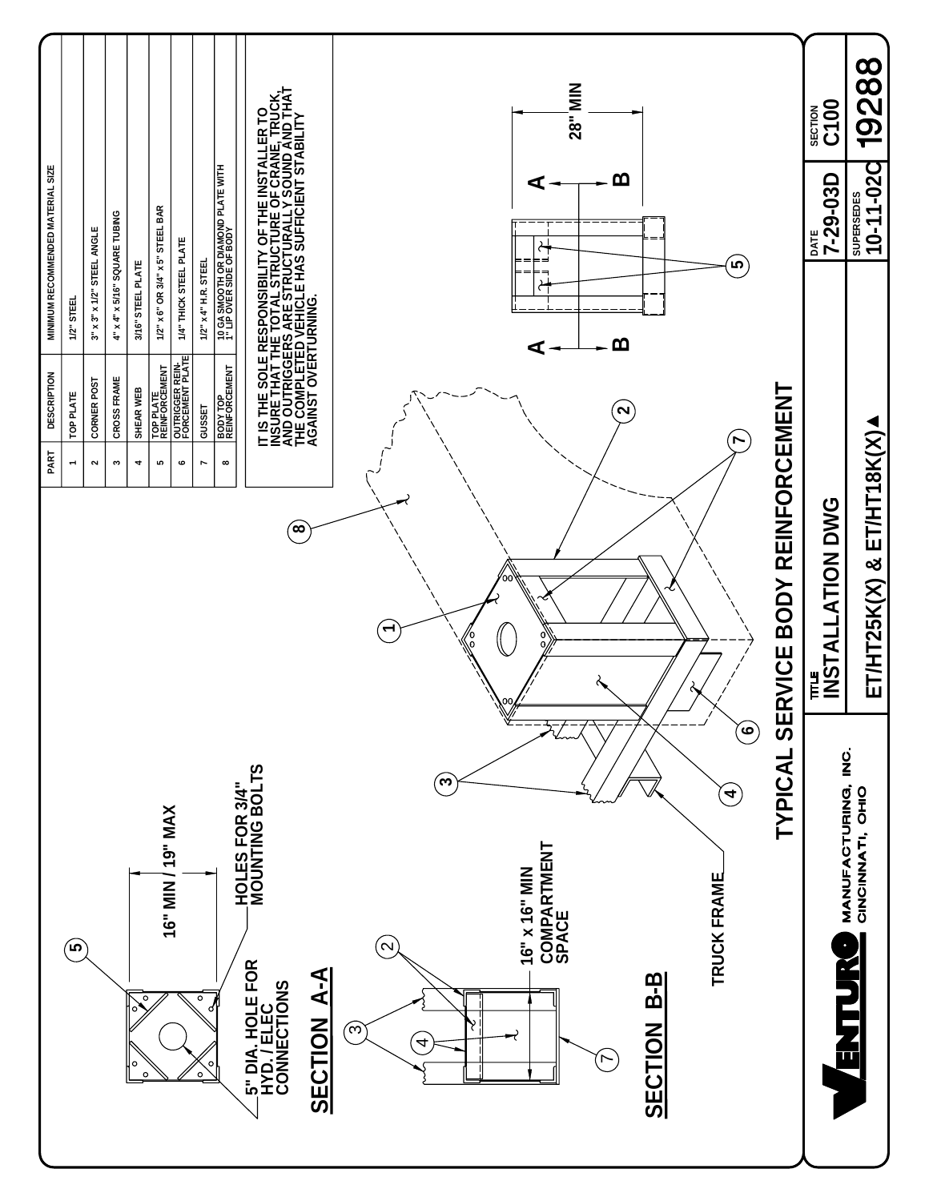# TYPICAL SERVICE BODY REINFORCEMENT

| PART | DESCRIPTION | MINIMUM RECOMMENDED MATERIAL SIZE |
|---|---|---|
| 1 | TOP PLATE | 1/2" STEEL |
| 2 | CORNER POST | 3" x 3" x 1/2" STEEL ANGLE |
| 3 | CROSS FRAME | 4" x 4" x 5/16" SQUARE TUBING |
| 4 | SHEAR WEB | 3/16" STEEL PLATE |
| 5 | TOP PLATE REINFORCEMENT | 1/2" x 6" OR 3/4" x 5" STEEL BAR |
| 6 | OUTRIGGER REINFORCEMENT PLATE | 1/4" THICK STEEL PLATE |
| 7 | GUSSET | 1/2" x 4" H.R. STEEL |
| 8 | BODY TOP REINFORCEMENT | 10 GA SMOOTH OR DIAMOND PLATE WITH 1" LIP OVER SIDE OF BODY |

IT IS THE SOLE RESPONSIBILITY OF THE INSTALLER TO INSURE THAT THE TOTAL STRUCTURE OF CRANE, TRUCK, AND OUTRIGGERS ARE STRUCTURALLY SOUND AND THAT THE COMPLETED VEHICLE HAS SUFFICIENT STABILITY AGAINST OVERTURNING.

28" MIN

A — A, B — B

TRUCK FRAME

## SECTION A-A

16" MIN / 19" MAX

HOLES FOR 3/4" MOUNTING BOLTS

5" DIA. HOLE FOR HYD. / ELEC CONNECTIONS

## SECTION B-B

16" x 16" MIN COMPARTMENT SPACE

VENTURO MANUFACTURING, INC. CINCINNATI, OHIO

| TITLE | DATE | SECTION |
|---|---|---|
| INSTALLATION DWG | 7-29-03D | C100 |
| ET/HT25K(X) & ET/HT18K(X)▲ | SUPERSEDES 10-11-02C | 19288 |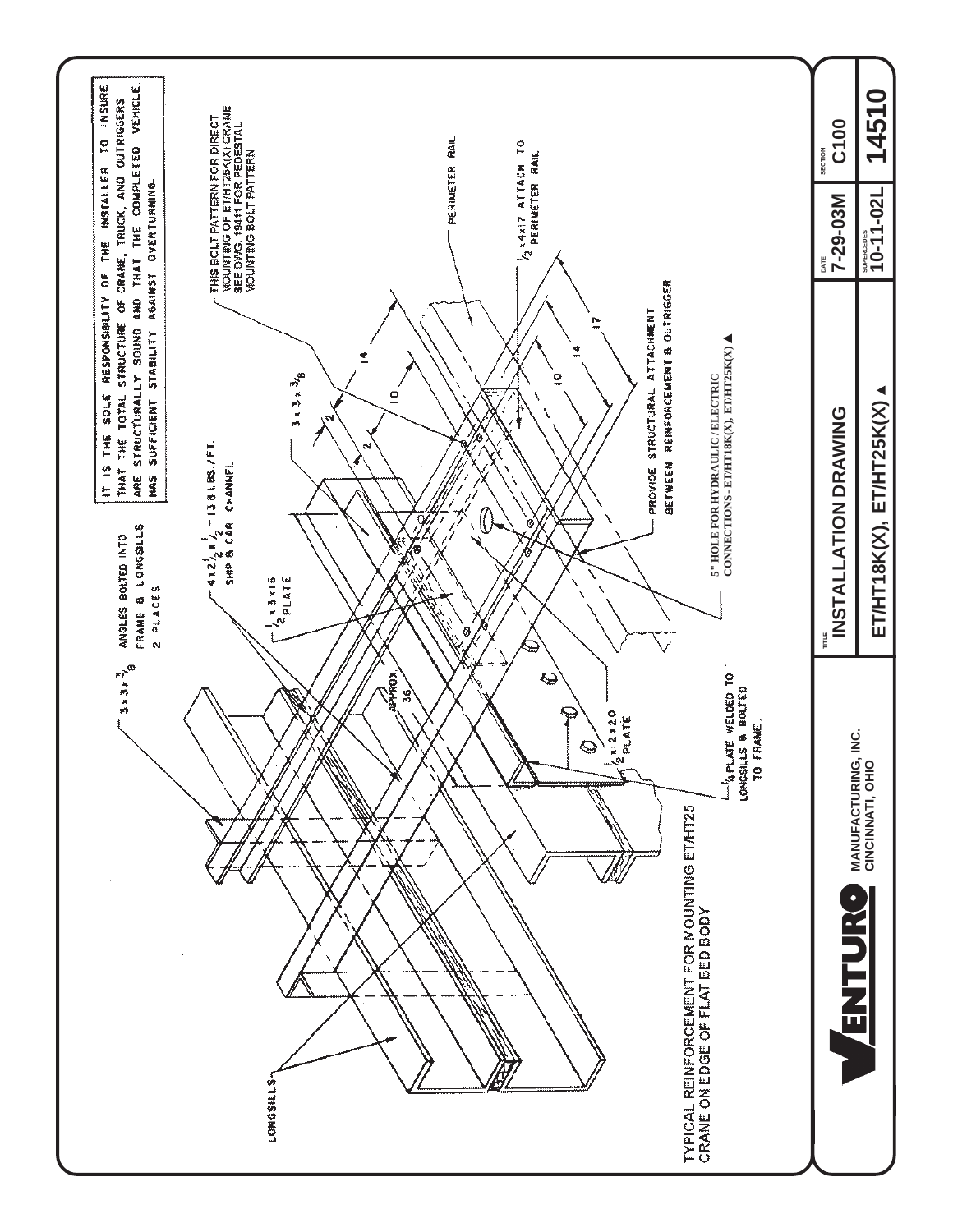IT IS THE SOLE RESPONSIBILITY OF THE INSTALLER TO INSURE THAT THE TOTAL STRUCTURE OF CRANE, TRUCK, AND OUTRIGGERS ARE STRUCTURALLY SOUND AND THAT THE COMPLETED VEHICLE HAS SUFFICIENT STABILITY AGAINST OVERTURNING.

THIS BOLT PATTERN FOR DIRECT MOUNTING OF ET/HT25K(X) CRANE SEE DWG. 19411 FOR PEDESTAL MOUNTING BOLT PATTERN

$3 \times 3 \times \frac{3}{8}$ ANGLES BOLTED INTO FRAME & LONGSILLS 2 PLACES

$4 \times 2\frac{1}{2} \times \frac{1}{2}$ - 13.8 LBS./FT. SHIP & CAR CHANNEL

$\frac{1}{2} \times 3 \times 16$ PLATE

$3 \times 3 \times \frac{3}{8}$

PERIMETER RAIL

$\frac{1}{2} \times 4 \times 17$ ATTACH TO PERIMETER RAIL

14

10

2

2

14

10

17

APPROX 36

5" HOLE FOR HYDRAULIC/ELECTRIC CONNECTIONS-ET/HT18K(X), ET/HT25K(X) ▲

PROVIDE STRUCTURAL ATTACHMENT BETWEEN REINFORCEMENT & OUTRIGGER

$\frac{1}{2} \times 12 \times 20$ PLATE

$\frac{1}{4}$ PLATE WELDED TO LONGSILLS & BOLTED TO FRAME.

LONGSILLS

TYPICAL REINFORCEMENT FOR MOUNTING ET/HT25 CRANE ON EDGE OF FLAT BED BODY

VENTURO MANUFACTURING, INC. CINCINNATI, OHIO

| TITLE | DATE | SECTION |
|---|---|---|
| INSTALLATION DRAWING | 7-29-03M | C100 |
| ET/HT18K(X), ET/HT25K(X) ▲ | SUPERCEDES 10-11-02L | 14510 |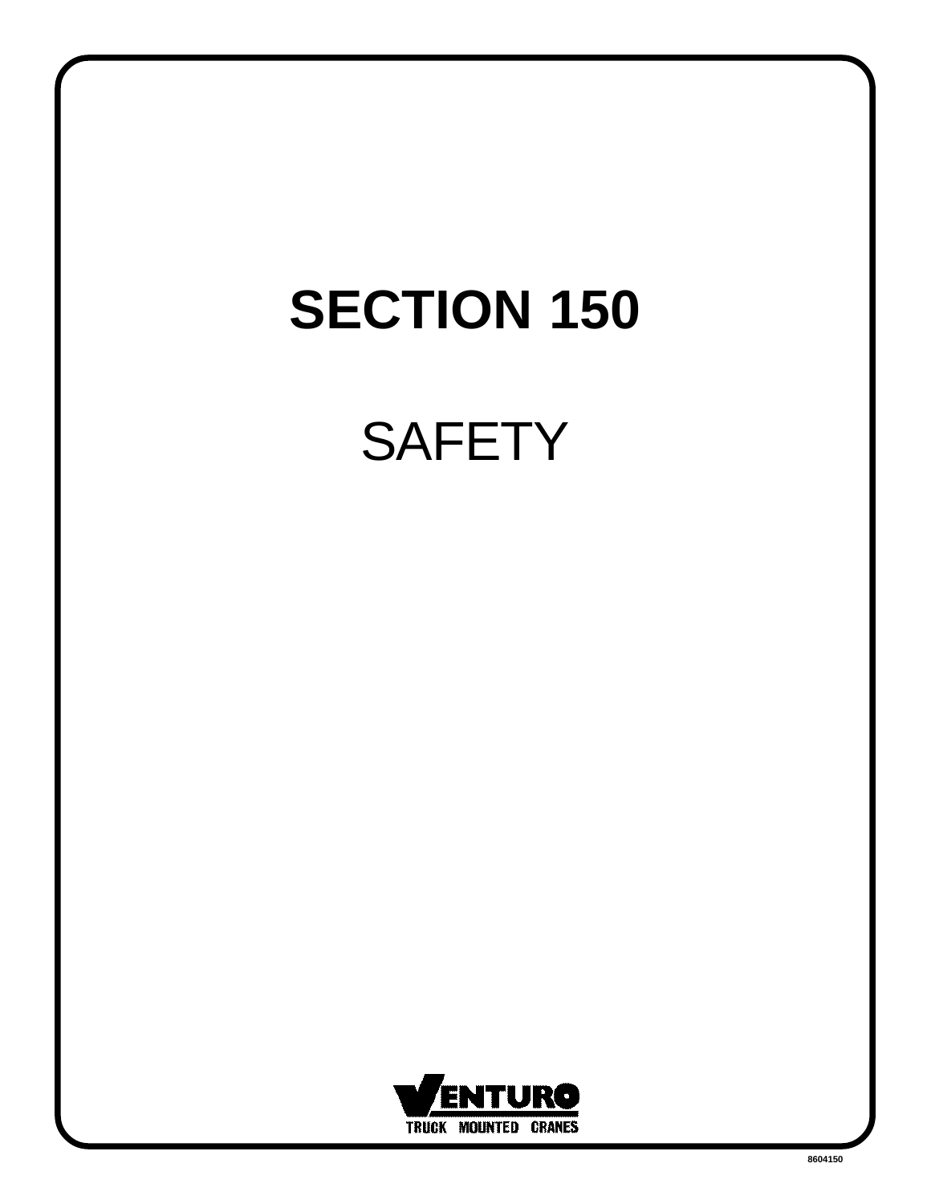# SECTION 150

## SAFETY

VENTURO

TRUCK MOUNTED CRANES

8604150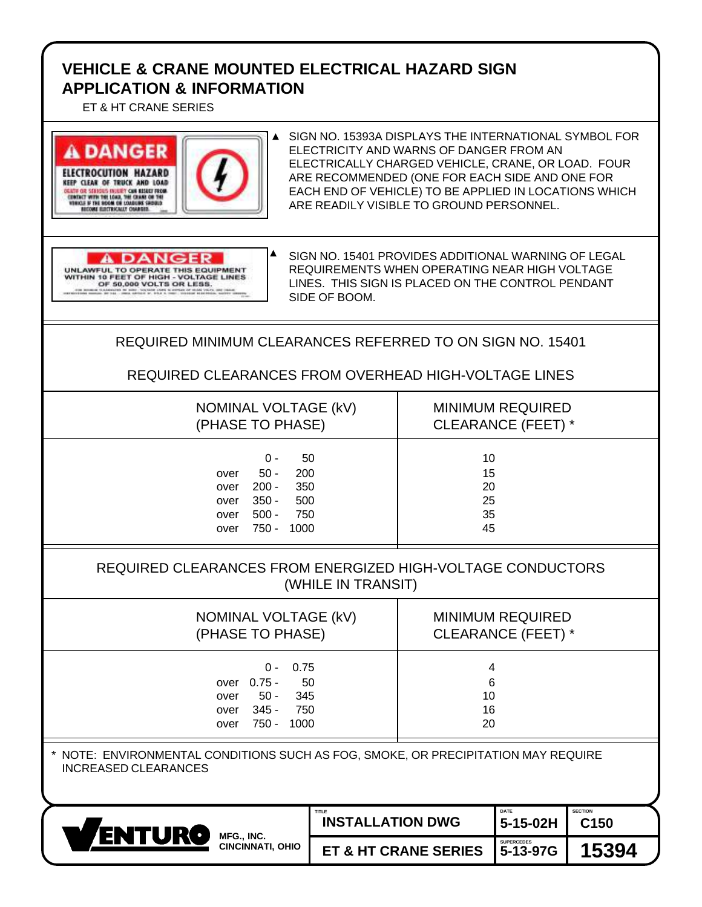# VEHICLE & CRANE MOUNTED ELECTRICAL HAZARD SIGN APPLICATION & INFORMATION

ET & HT CRANE SERIES

▲ SIGN NO. 15393A DISPLAYS THE INTERNATIONAL SYMBOL FOR ELECTRICITY AND WARNS OF DANGER FROM AN ELECTRICALLY CHARGED VEHICLE, CRANE, OR LOAD. FOUR ARE RECOMMENDED (ONE FOR EACH SIDE AND ONE FOR EACH END OF VEHICLE) TO BE APPLIED IN LOCATIONS WHICH ARE READILY VISIBLE TO GROUND PERSONNEL.

▲ SIGN NO. 15401 PROVIDES ADDITIONAL WARNING OF LEGAL REQUIREMENTS WHEN OPERATING NEAR HIGH VOLTAGE LINES. THIS SIGN IS PLACED ON THE CONTROL PENDANT SIDE OF BOOM.

## REQUIRED MINIMUM CLEARANCES REFERRED TO ON SIGN NO. 15401

### REQUIRED CLEARANCES FROM OVERHEAD HIGH-VOLTAGE LINES

| NOMINAL VOLTAGE (kV) (PHASE TO PHASE) | MINIMUM REQUIRED CLEARANCE (FEET) * |
|---|---|
| 0 - 50 | 10 |
| over 50 - 200 | 15 |
| over 200 - 350 | 20 |
| over 350 - 500 | 25 |
| over 500 - 750 | 35 |
| over 750 - 1000 | 45 |

### REQUIRED CLEARANCES FROM ENERGIZED HIGH-VOLTAGE CONDUCTORS (WHILE IN TRANSIT)

| NOMINAL VOLTAGE (kV) (PHASE TO PHASE) | MINIMUM REQUIRED CLEARANCE (FEET) * |
|---|---|
| 0 - 0.75 | 4 |
| over 0.75 - 50 | 6 |
| over 50 - 345 | 10 |
| over 345 - 750 | 16 |
| over 750 - 1000 | 20 |

\* NOTE: ENVIRONMENTAL CONDITIONS SUCH AS FOG, SMOKE, OR PRECIPITATION MAY REQUIRE INCREASED CLEARANCES

| VENTURO MFG., INC. CINCINNATI, OHIO | TITLE: INSTALLATION DWG | DATE: 5-15-02H | SECTION: C150 |
|---|---|---|---|
| | ET & HT CRANE SERIES | SUPERCEDES: 5-13-97G | 15394 |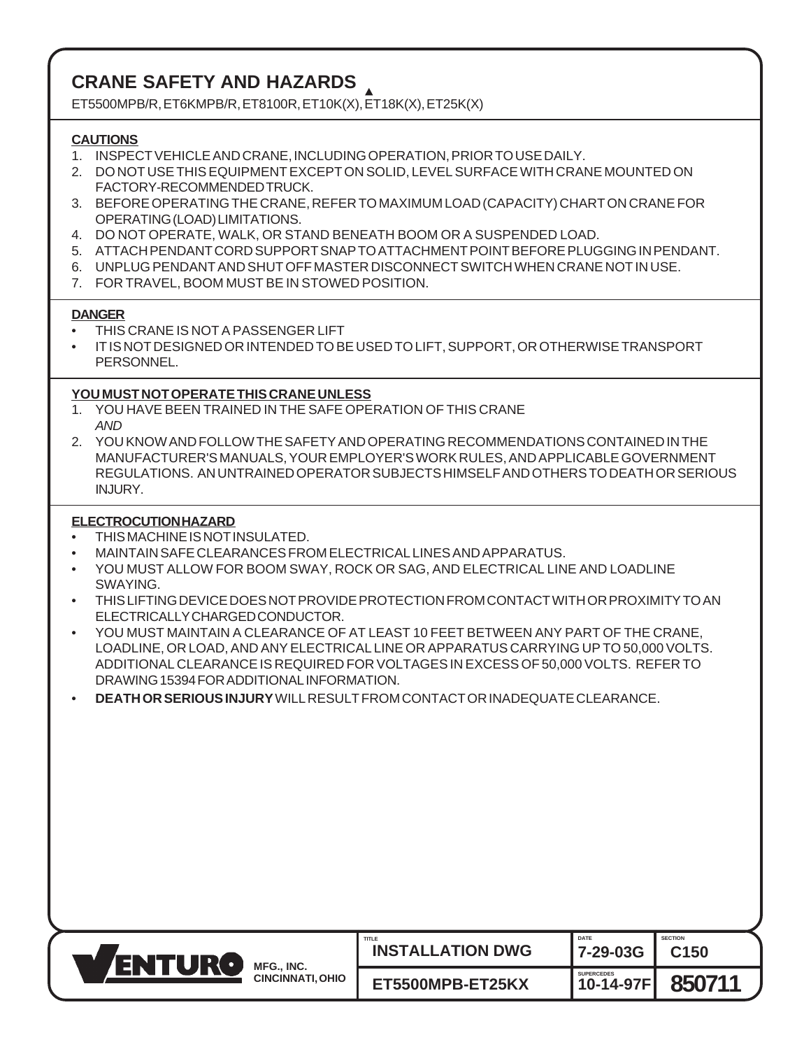# CRANE SAFETY AND HAZARDS ▲

ET5500MPB/R, ET6KMPB/R, ET8100R, ET10K(X), ET18K(X), ET25K(X)

**CAUTIONS**

1. INSPECT VEHICLE AND CRANE, INCLUDING OPERATION, PRIOR TO USE DAILY.
2. DO NOT USE THIS EQUIPMENT EXCEPT ON SOLID, LEVEL SURFACE WITH CRANE MOUNTED ON FACTORY-RECOMMENDED TRUCK.
3. BEFORE OPERATING THE CRANE, REFER TO MAXIMUM LOAD (CAPACITY) CHART ON CRANE FOR OPERATING (LOAD) LIMITATIONS.
4. DO NOT OPERATE, WALK, OR STAND BENEATH BOOM OR A SUSPENDED LOAD.
5. ATTACH PENDANT CORD SUPPORT SNAP TO ATTACHMENT POINT BEFORE PLUGGING IN PENDANT.
6. UNPLUG PENDANT AND SHUT OFF MASTER DISCONNECT SWITCH WHEN CRANE NOT IN USE.
7. FOR TRAVEL, BOOM MUST BE IN STOWED POSITION.

**DANGER**

- THIS CRANE IS NOT A PASSENGER LIFT
- IT IS NOT DESIGNED OR INTENDED TO BE USED TO LIFT, SUPPORT, OR OTHERWISE TRANSPORT PERSONNEL.

**YOU MUST NOT OPERATE THIS CRANE UNLESS**

1. YOU HAVE BEEN TRAINED IN THE SAFE OPERATION OF THIS CRANE
   *AND*
2. YOU KNOW AND FOLLOW THE SAFETY AND OPERATING RECOMMENDATIONS CONTAINED IN THE MANUFACTURER'S MANUALS, YOUR EMPLOYER'S WORK RULES, AND APPLICABLE GOVERNMENT REGULATIONS. AN UNTRAINED OPERATOR SUBJECTS HIMSELF AND OTHERS TO DEATH OR SERIOUS INJURY.

**ELECTROCUTION HAZARD**

- THIS MACHINE IS NOT INSULATED.
- MAINTAIN SAFE CLEARANCES FROM ELECTRICAL LINES AND APPARATUS.
- YOU MUST ALLOW FOR BOOM SWAY, ROCK OR SAG, AND ELECTRICAL LINE AND LOADLINE SWAYING.
- THIS LIFTING DEVICE DOES NOT PROVIDE PROTECTION FROM CONTACT WITH OR PROXIMITY TO AN ELECTRICALLY CHARGED CONDUCTOR.
- YOU MUST MAINTAIN A CLEARANCE OF AT LEAST 10 FEET BETWEEN ANY PART OF THE CRANE, LOADLINE, OR LOAD, AND ANY ELECTRICAL LINE OR APPARATUS CARRYING UP TO 50,000 VOLTS. ADDITIONAL CLEARANCE IS REQUIRED FOR VOLTAGES IN EXCESS OF 50,000 VOLTS. REFER TO DRAWING 15394 FOR ADDITIONAL INFORMATION.
- **DEATH OR SERIOUS INJURY** WILL RESULT FROM CONTACT OR INADEQUATE CLEARANCE.

| VENTURO MFG., INC. CINCINNATI, OHIO | TITLE | DATE | SECTION |
|---|---|---|---|
| | INSTALLATION DWG | 7-29-03G | C150 |
| | ET5500MPB-ET25KX | SUPERCEDES 10-14-97F | 850711 |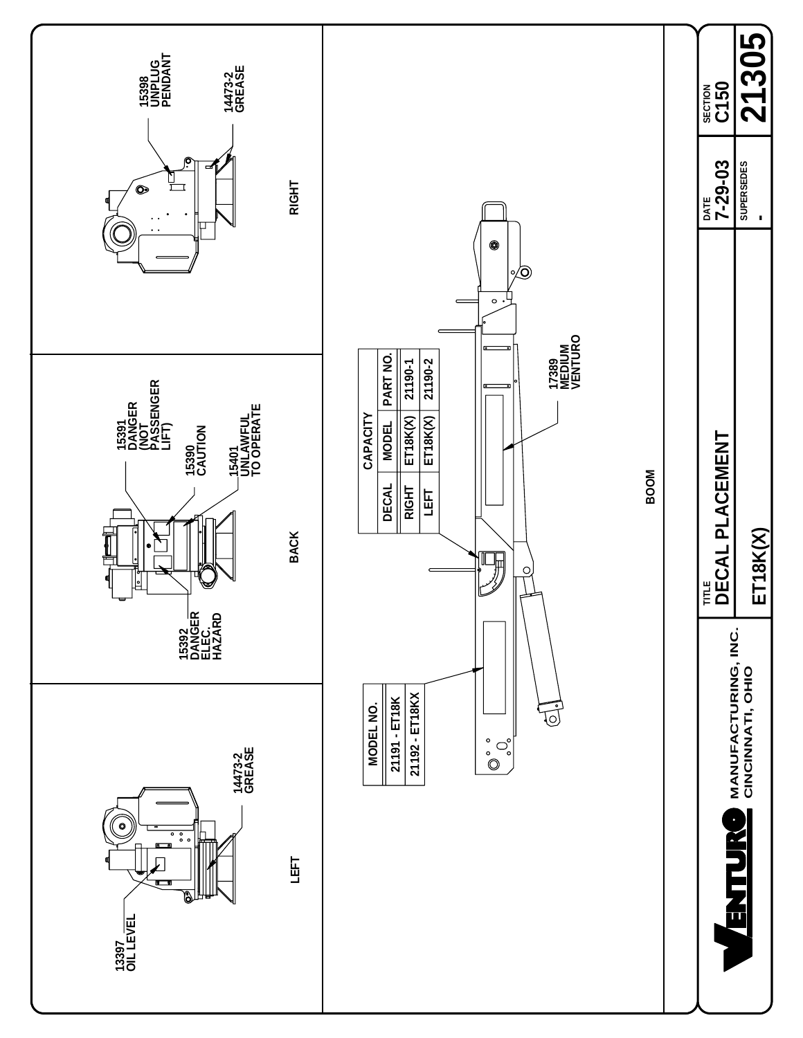## LEFT

13397 OIL LEVEL

14473-2 GREASE

## BACK

15391 DANGER (NOT PASSENGER LIFT)

15390 CAUTION

15401 UNLAWFUL TO OPERATE

15392 DANGER ELEC. HAZARD

## RIGHT

15398 UNPLUG PENDANT

14473-2 GREASE

## BOOM

| MODEL NO. |
|---|
| 21191 - ET18K |
| 21192 - ET18KX |

| CAPACITY | | |
|---|---|---|
| DECAL | MODEL | PART NO. |
| RIGHT | ET18K(X) | 21190-1 |
| LEFT | ET18K(X) | 21190-2 |

17389 MEDIUM VENTURO

---

VENTURO MANUFACTURING, INC. CINCINNATI, OHIO

TITLE **DECAL PLACEMENT**

**ET18K(X)**

DATE 7-29-03

SUPERSEDES -

SECTION C150

**21305**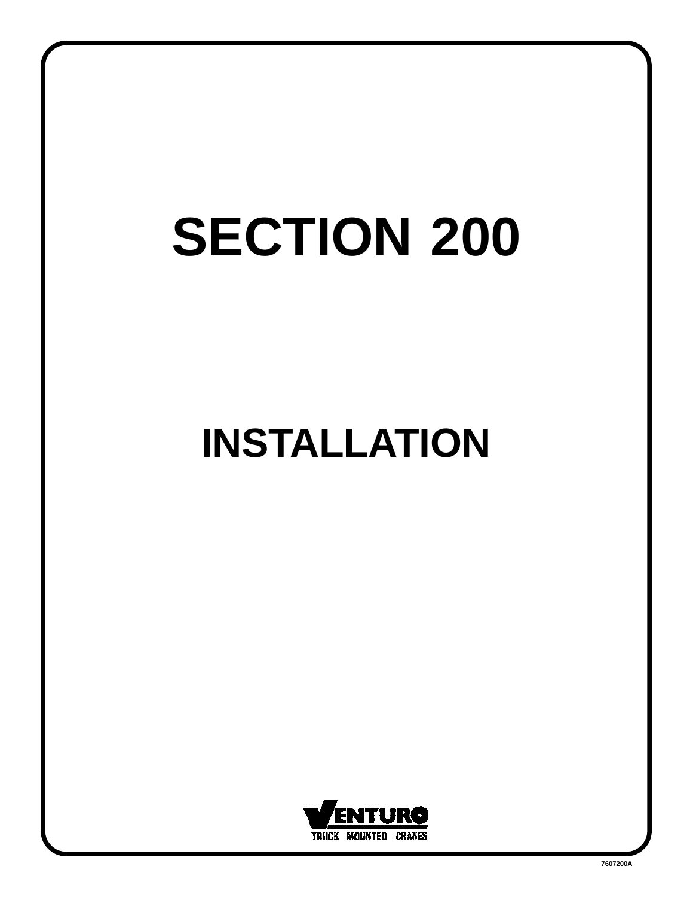# SECTION 200

## INSTALLATION

VENTURO
TRUCK MOUNTED CRANES

7607200A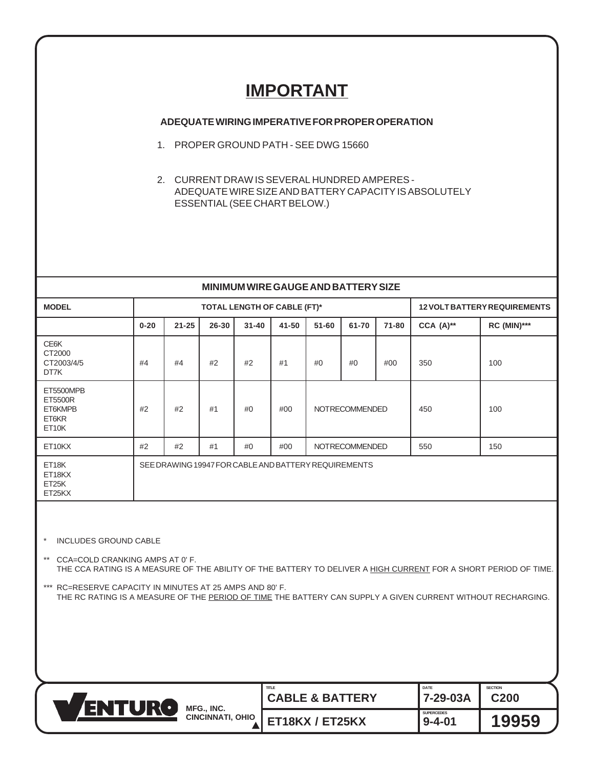# IMPORTANT

**ADEQUATE WIRING IMPERATIVE FOR PROPER OPERATION**

1. PROPER GROUND PATH - SEE DWG 15660

2. CURRENT DRAW IS SEVERAL HUNDRED AMPERES - ADEQUATE WIRE SIZE AND BATTERY CAPACITY IS ABSOLUTELY ESSENTIAL (SEE CHART BELOW.)

**MINIMUM WIRE GAUGE AND BATTERY SIZE**

| MODEL | TOTAL LENGTH OF CABLE (FT)* | | | | | | | | 12 VOLT BATTERY REQUIREMENTS | |
|---|---|---|---|---|---|---|---|---|---|---|
| | 0-20 | 21-25 | 26-30 | 31-40 | 41-50 | 51-60 | 61-70 | 71-80 | CCA (A)** | RC (MIN)*** |
| CE6K<br>CT2000<br>CT2003/4/5<br>DT7K | #4 | #4 | #2 | #2 | #1 | #0 | #0 | #00 | 350 | 100 |
| ET5500MPB<br>ET5500R<br>ET6KMPB<br>ET6KR<br>ET10K | #2 | #2 | #1 | #0 | #00 | NOT RECOMMENDED | | | 450 | 100 |
| ET10KX | #2 | #2 | #1 | #0 | #00 | NOT RECOMMENDED | | | 550 | 150 |
| ET18K<br>ET18KX<br>ET25K<br>ET25KX | SEE DRAWING 19947 FOR CABLE AND BATTERY REQUIREMENTS | | | | | | | | | |

\* INCLUDES GROUND CABLE

** CCA=COLD CRANKING AMPS AT 0' F.
THE CCA RATING IS A MEASURE OF THE ABILITY OF THE BATTERY TO DELIVER A HIGH CURRENT FOR A SHORT PERIOD OF TIME.

*** RC=RESERVE CAPACITY IN MINUTES AT 25 AMPS AND 80' F.
THE RC RATING IS A MEASURE OF THE PERIOD OF TIME THE BATTERY CAN SUPPLY A GIVEN CURRENT WITHOUT RECHARGING.

| VENTURO MFG., INC. CINCINNATI, OHIO | TITLE: CABLE & BATTERY | DATE: 7-29-03A | SECTION: C200 |
|---|---|---|---|
| | ET18KX / ET25KX | SUPERCEDES: 9-4-01 | 19959 |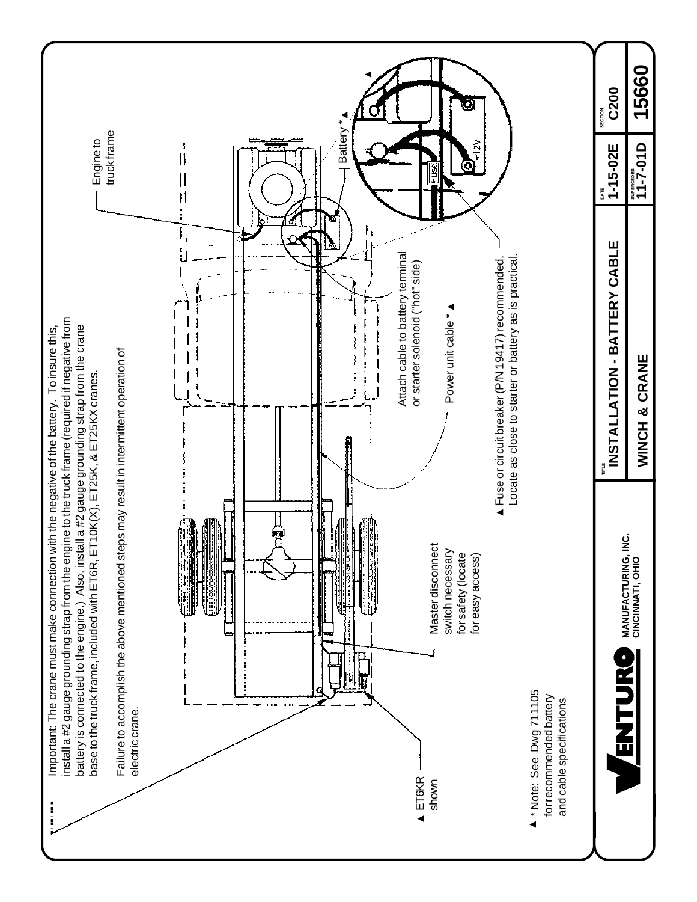Important: The crane must make connection with the negative of the battery. To insure this, install a #2 gauge grounding strap from the engine to the truck frame (required if negative from battery is connected to the engine.) Also, install a #2 gauge grounding strap from the crane base to the truck frame, included with ET6R, ET10K(X), ET25K, & ET25KX cranes.

Failure to accomplish the above mentioned steps may result in intermittent operation of electric crane.

Engine to truck frame

Battery * ▲

Fuse

+12V

Attach cable to battery terminal or starter solenoid ("hot" side)

Power unit cable * ▲

▲ Fuse or circuit breaker (P/N 19417) recommended. Locate as close to starter or battery as is practical.

Master disconnect switch necessary for safety (locate for easy access)

▲ ET6KR shown

▲ * Note: See Dwg 711105 for recommended battery and cable specifications

**VENTURO** MANUFACTURING, INC. CINCINNATI, OHIO

| TITLE | DATE | SECTION |
|---|---|---|
| INSTALLATION - BATTERY CABLE | 1-15-02E | C200 |
| WINCH & CRANE | SUPERCEDES 11-7-01D | 15660 |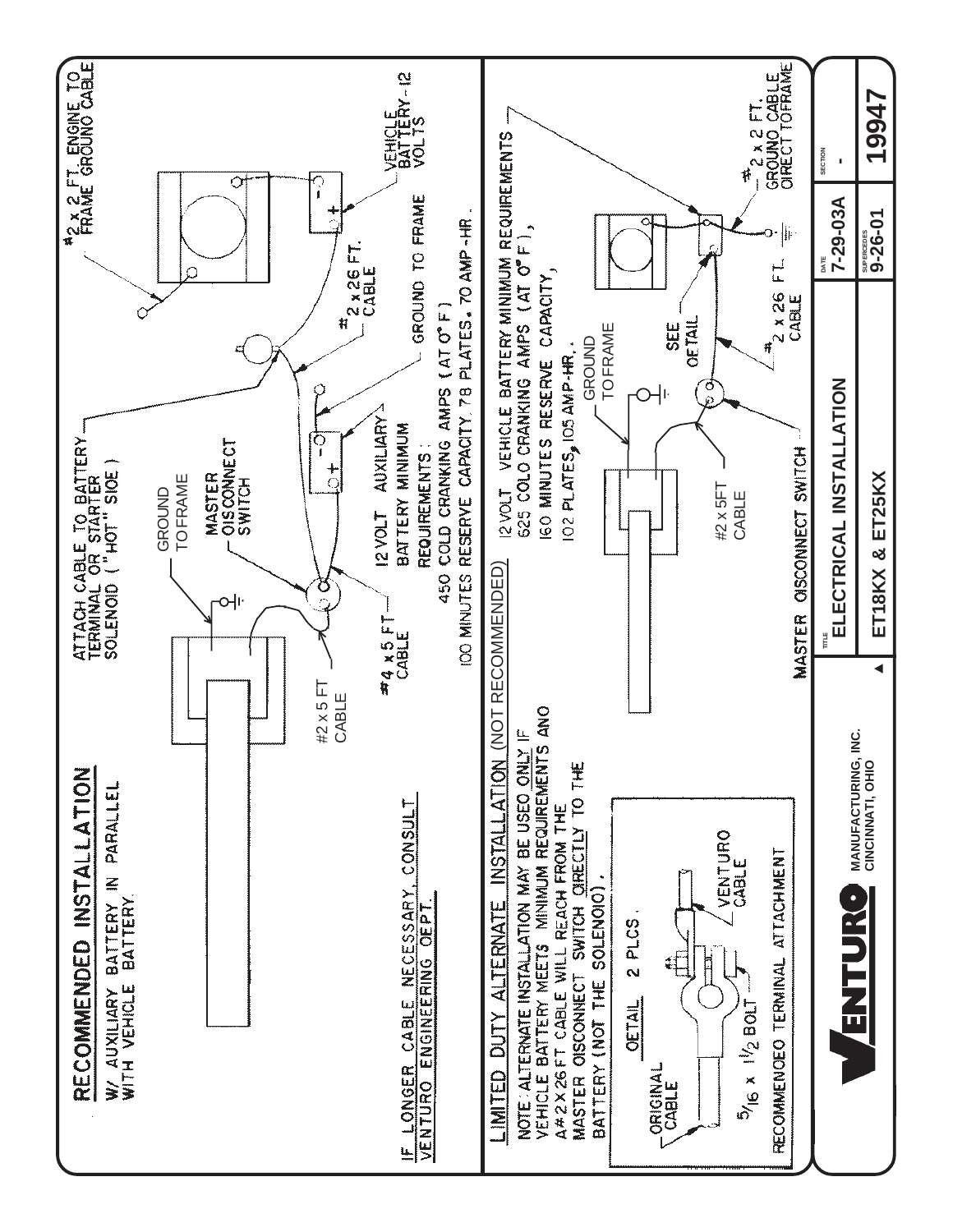# RECOMMENDED INSTALLATION

W/ AUXILIARY BATTERY IN PARALLEL WITH VEHICLE BATTERY.

IF LONGER CABLE NECESSARY, CONSULT VENTURO ENGINEERING DEPT.

#2 x 5 FT CABLE

GROUND TO FRAME

MASTER DISCONNECT SWITCH

#4 x 5 FT CABLE

ATTACH CABLE TO BATTERY TERMINAL OR STARTER SOLENOID ("HOT" SIDE)

12 VOLT AUXILIARY BATTERY MINIMUM REQUIREMENTS:
450 COLD CRANKING AMPS (AT 0° F)
100 MINUTES RESERVE CAPACITY. 78 PLATES. 70 AMP-HR.

GROUND TO FRAME

#2 x 26 FT. CABLE

VEHICLE BATTERY - 12 VOLTS

#2 x 2 FT. ENGINE TO FRAME GROUND CABLE

## LIMITED DUTY ALTERNATE INSTALLATION (NOT RECOMMENDED)

NOTE: ALTERNATE INSTALLATION MAY BE USED ONLY IF VEHICLE BATTERY MEETS MINIMUM REQUIREMENTS AND A #2 X 26 FT CABLE WILL REACH FROM THE MASTER DISCONNECT SWITCH DIRECTLY TO THE BATTERY (NOT THE SOLENOID).

DETAIL 2 PLCS.

ORIGINAL CABLE

VENTURO CABLE

5/16 x 1 1/2 BOLT

RECOMMENDED TERMINAL ATTACHMENT

12 VOLT VEHICLE BATTERY MINIMUM REQUIREMENTS
625 COLD CRANKING AMPS (AT 0° F),
160 MINUTES RESERVE CAPACITY,
102 PLATES, 105 AMP-HR.

GROUND TO FRAME

#2 x 5FT CABLE

MASTER DISCONNECT SWITCH

SEE DETAIL

#2 x 26 FT. CABLE

#2 x 2 FT. GROUND CABLE DIRECT TO FRAME

VENTURO MANUFACTURING, INC. CINCINNATI, OHIO

| TITLE | DATE | SECTION |
|---|---|---|
| ELECTRICAL INSTALLATION | 7-29-03A | - |
| ET18KX & ET25KX | SUPERCEDES 9-26-01 | 19947 |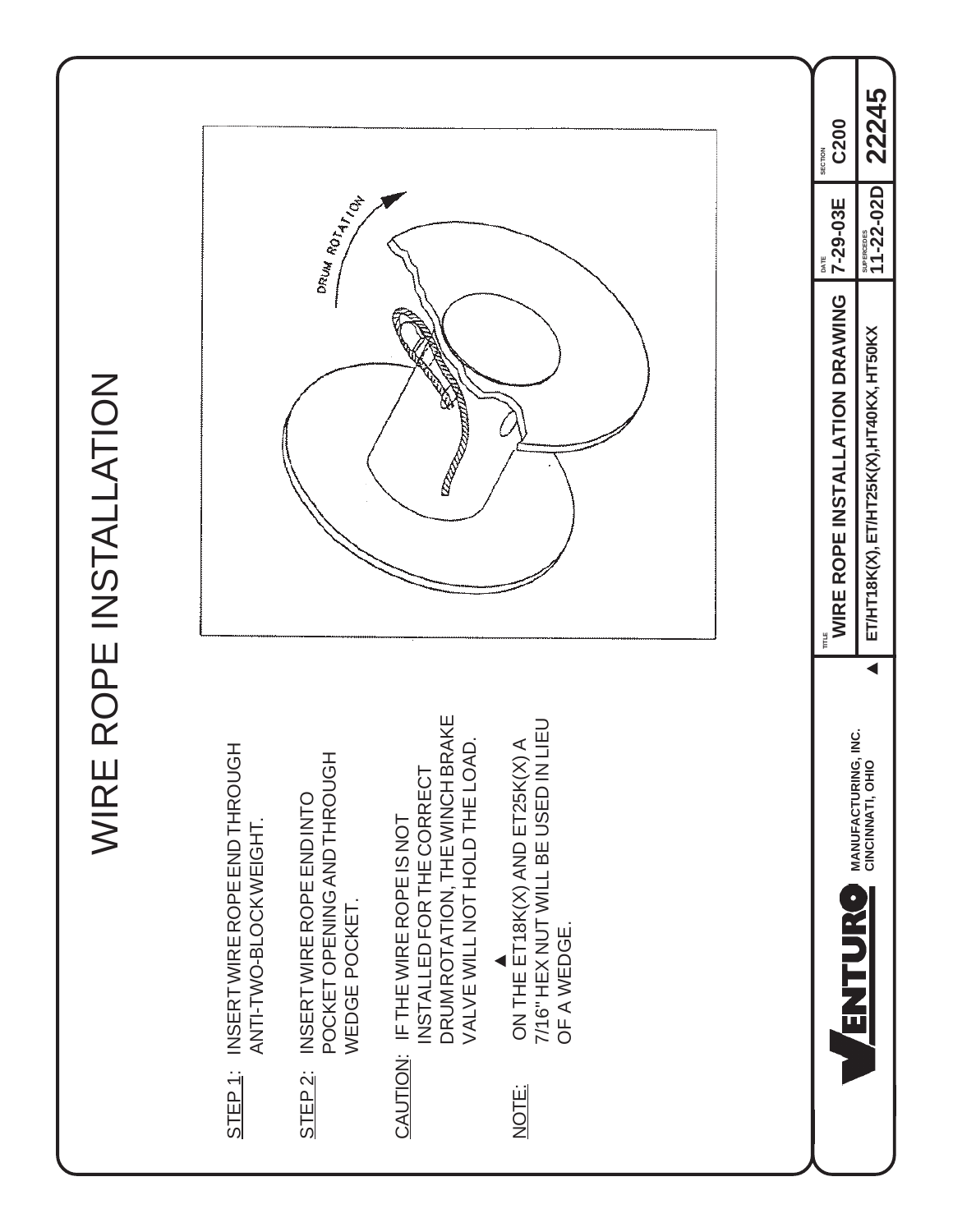# WIRE ROPE INSTALLATION

STEP 1: INSERT WIRE ROPE END THROUGH ANTI-TWO-BLOCK WEIGHT.

STEP 2: INSERT WIRE ROPE END INTO POCKET OPENING AND THROUGH WEDGE POCKET.

CAUTION: IF THE WIRE ROPE IS NOT INSTALLED FOR THE CORRECT DRUM ROTATION, THE WINCH BRAKE VALVE WILL NOT HOLD THE LOAD.

▲ NOTE: ON THE ET18K(X) AND ET25K(X) A 7/16" HEX NUT WILL BE USED IN LIEU OF A WEDGE.

DRUM ROTATION

VENTURO MANUFACTURING, INC. CINCINNATI, OHIO

| TITLE | DATE | SECTION |
|---|---|---|
| WIRE ROPE INSTALLATION DRAWING | 7-29-03E | C200 |
| ▲ ET/HT18K(X), ET/HT25K(X), HT40KX, HT50KX | SUPERCEDES 11-22-02D | 22245 |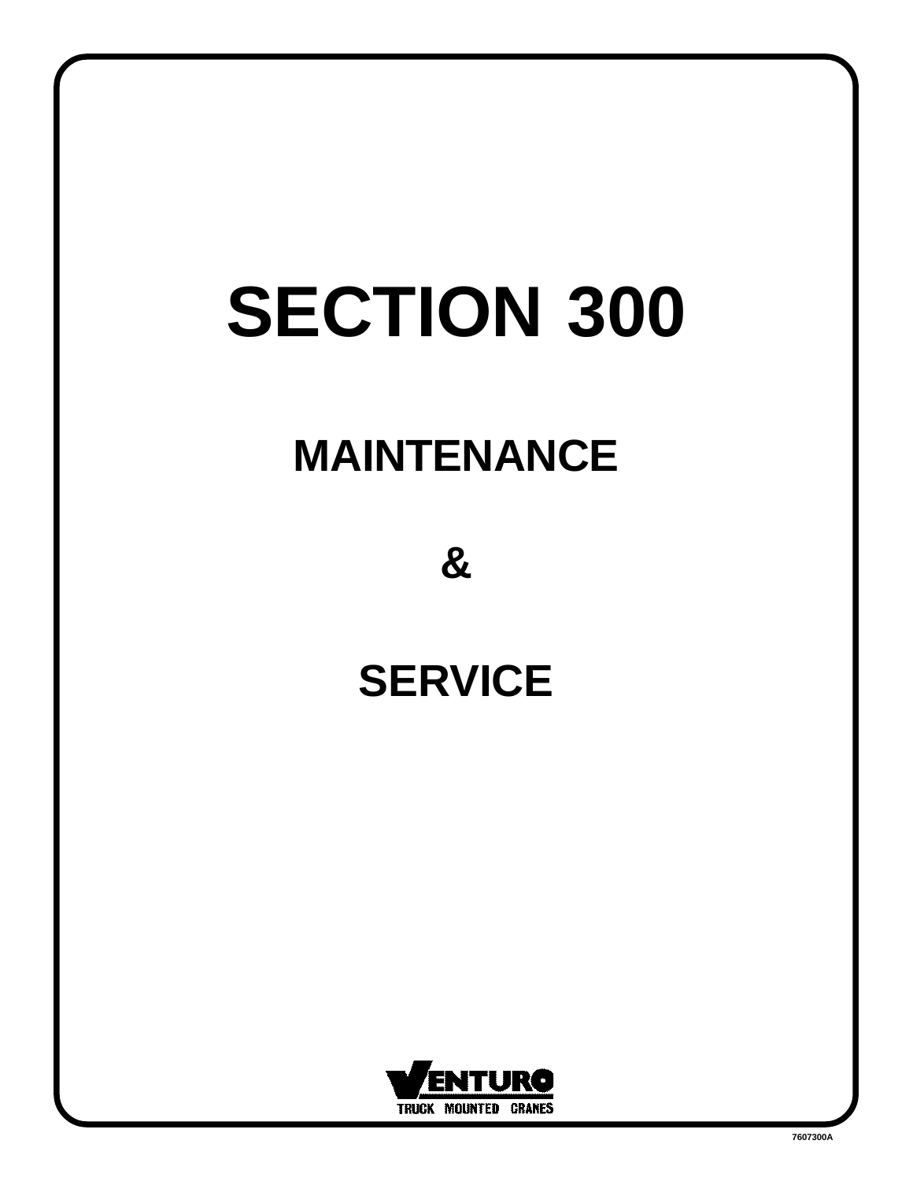# SECTION 300

## MAINTENANCE

## &

## SERVICE

VENTURO
TRUCK MOUNTED CRANES

7607300A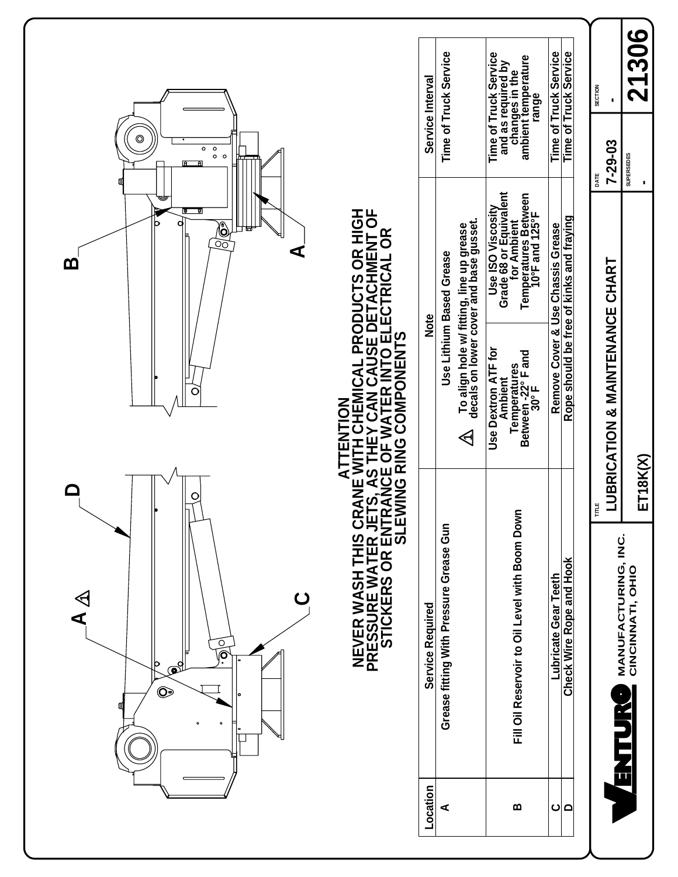A ⚠ D C B A

**ATTENTION**

**NEVER WASH THIS CRANE WITH CHEMICAL PRODUCTS OR HIGH PRESSURE WATER JETS, AS THEY CAN CAUSE DETACHMENT OF STICKERS OR ENTRANCE OF WATER INTO ELECTRICAL OR SLEWING RING COMPONENTS**

| Location | Service Required | Note | | Service Interval |
|---|---|---|---|---|
| A | Grease fitting With Pressure Grease Gun | Use Lithium Based Grease<br>⚠ To align hole w/ fitting, line up grease decals on lower cover and base gusset. | | Time of Truck Service |
| B | Fill Oil Reservoir to Oil Level with Boom Down | Use Dextron ATF for Ambient Temperatures Between -22° F and 30° F | Use ISO Viscosity Grade 68 or Equivalent for Ambient Temperatures Between 10°F and 125°F | Time of Truck Service and as required by changes in the ambient temperature range |
| C | Lubricate Gear Teeth | Remove Cover & Use Chassis Grease | | Time of Truck Service |
| D | Check Wire Rope and Hook | Rope should be free of kinks and fraying | | Time of Truck Service |

VENTURO MANUFACTURING, INC. CINCINNATI, OHIO

| TITLE | DATE | SECTION |
|---|---|---|
| LUBRICATION & MAINTENANCE CHART | 7-29-03 | - |
| ET18K(X) | SUPERSEDES - | 21306 |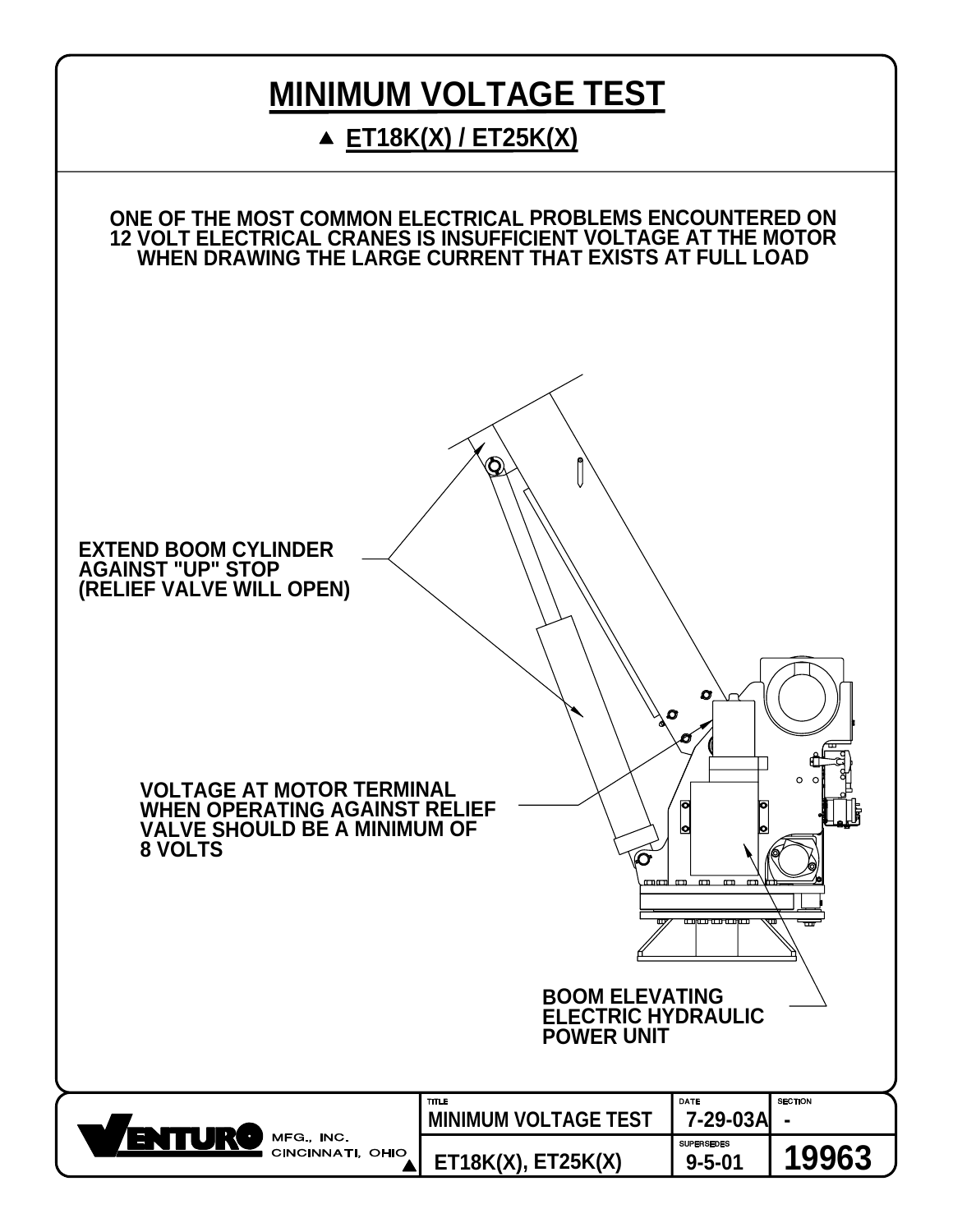# MINIMUM VOLTAGE TEST

## ▲ ET18K(X) / ET25K(X)

**ONE OF THE MOST COMMON ELECTRICAL PROBLEMS ENCOUNTERED ON 12 VOLT ELECTRICAL CRANES IS INSUFFICIENT VOLTAGE AT THE MOTOR WHEN DRAWING THE LARGE CURRENT THAT EXISTS AT FULL LOAD**

**EXTEND BOOM CYLINDER AGAINST "UP" STOP (RELIEF VALVE WILL OPEN)**

**VOLTAGE AT MOTOR TERMINAL WHEN OPERATING AGAINST RELIEF VALVE SHOULD BE A MINIMUM OF 8 VOLTS**

**BOOM ELEVATING ELECTRIC HYDRAULIC POWER UNIT**

| VENTURO MFG., INC. CINCINNATI, OHIO ▲ | TITLE | DATE | SECTION |
|---|---|---|---|
| | MINIMUM VOLTAGE TEST | 7-29-03A | - |
| | ET18K(X), ET25K(X) | SUPERSEDES 9-5-01 | 19963 |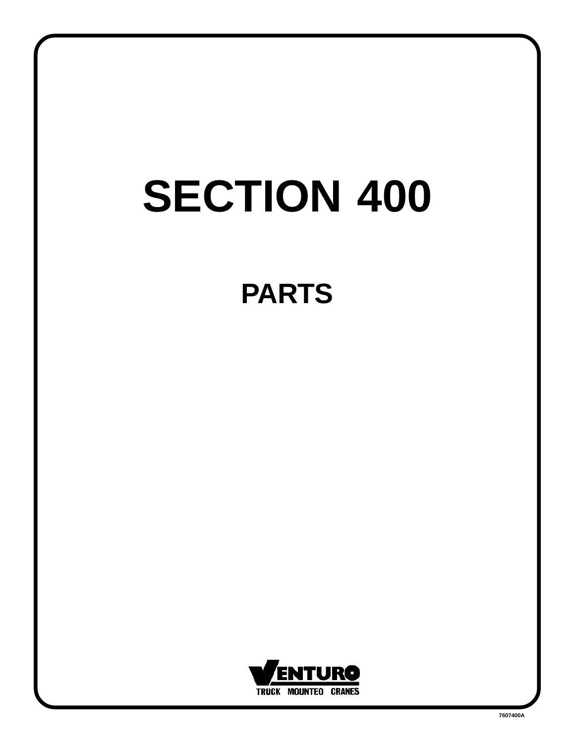# SECTION 400

## PARTS

VENTURO

TRUCK MOUNTED CRANES

7607400A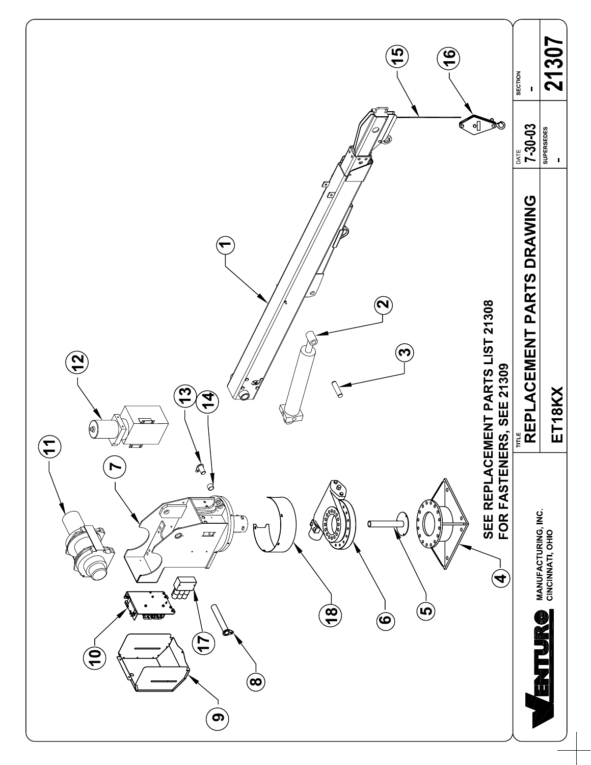SEE REPLACEMENT PARTS LIST 21308
FOR FASTENERS, SEE 21309

VENTURO MANUFACTURING, INC.
CINCINNATI, OHIO

| TITLE | DATE | SECTION |
|---|---|---|
| REPLACEMENT PARTS DRAWING | 7-30-03 | - |
| ET18KX | SUPERSEDES - | 21307 |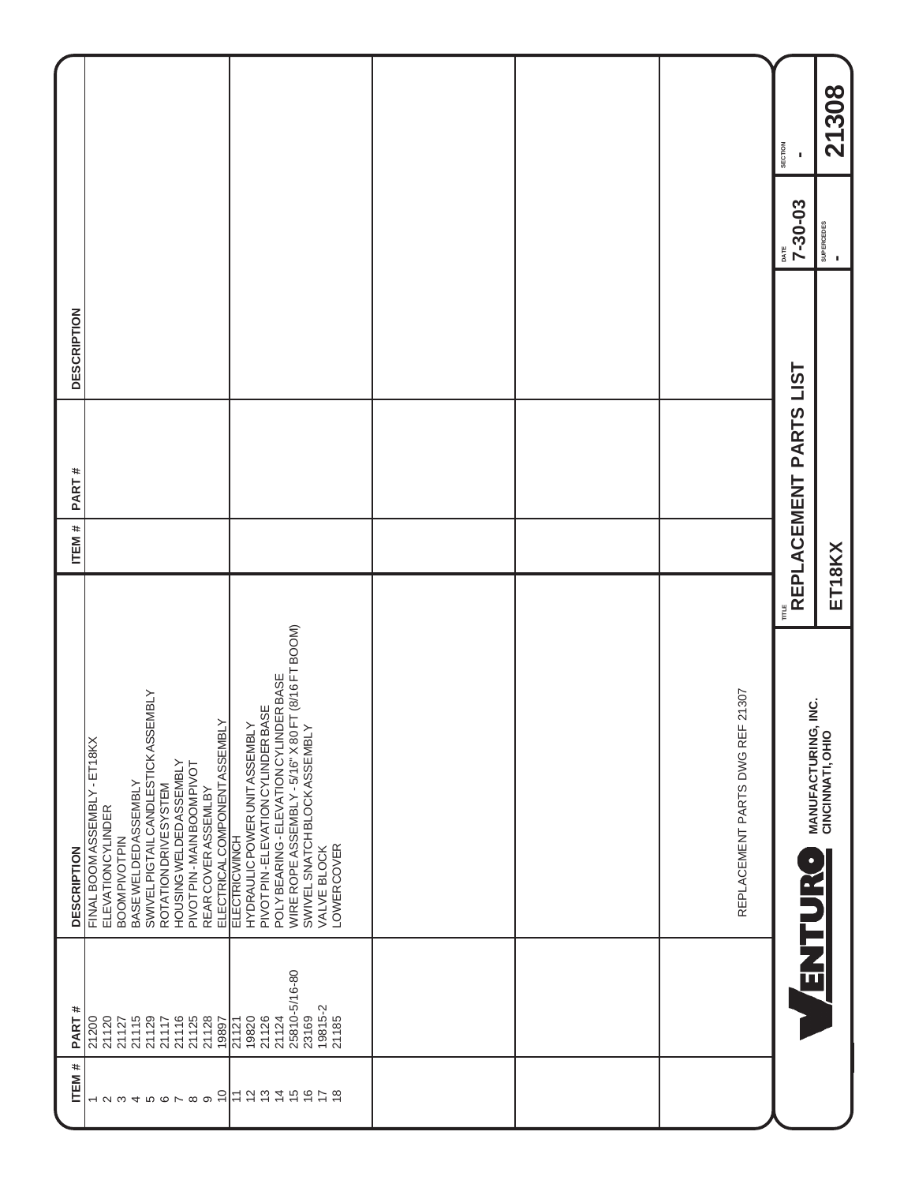# REPLACEMENT PARTS LIST

**ET18KX**

| ITEM # | PART # | DESCRIPTION |
|---|---|---|
| 1 | 21200 | FINAL BOOM ASSEMBLY - ET18KX |
| 2 | 21120 | ELEVATION CYLINDER |
| 3 | 21127 | BOOM PIVOT PIN |
| 4 | 21115 | BASE WELDED ASSEMBLY |
| 5 | 21129 | SWIVEL PIGTAIL CANDLESTICK ASSEMBLY |
| 6 | 21117 | ROTATION DRIVE SYSTEM |
| 7 | 21116 | HOUSING WELDED ASSEMBLY |
| 8 | 21125 | PIVOT PIN - MAIN BOOM PIVOT |
| 9 | 21128 | REAR COVER ASSEMLBY |
| 10 | 19897 | ELECTRICAL COMPONENT ASSEMBLY |
| 11 | 21121 | ELECTRIC WINCH |
| 12 | 19820 | HYDRAULIC POWER UNIT ASSEMBLY |
| 13 | 21126 | PIVOT PIN - ELEVATION CYLINDER BASE |
| 14 | 21124 | POLY BEARING - ELEVATION CYLINDER BASE |
| 15 | 25810-5/16-80 | WIRE ROPE ASSEMBLY - 5/16" X 80 FT (8/16 FT BOOM) |
| 16 | 23169 | SWIVEL SNATCH BLOCK ASSEMBLY |
| 17 | 19815-2 | VALVE BLOCK |
| 18 | 21185 | LOWER COVER |

REPLACEMENT PARTS DWG REF 21307

VENTURO MANUFACTURING, INC.
CINCINNATI, OHIO

| DATE | SECTION |
|---|---|
| 7-30-03 | - |
| SUPERCEDES | |
| - | 21308 |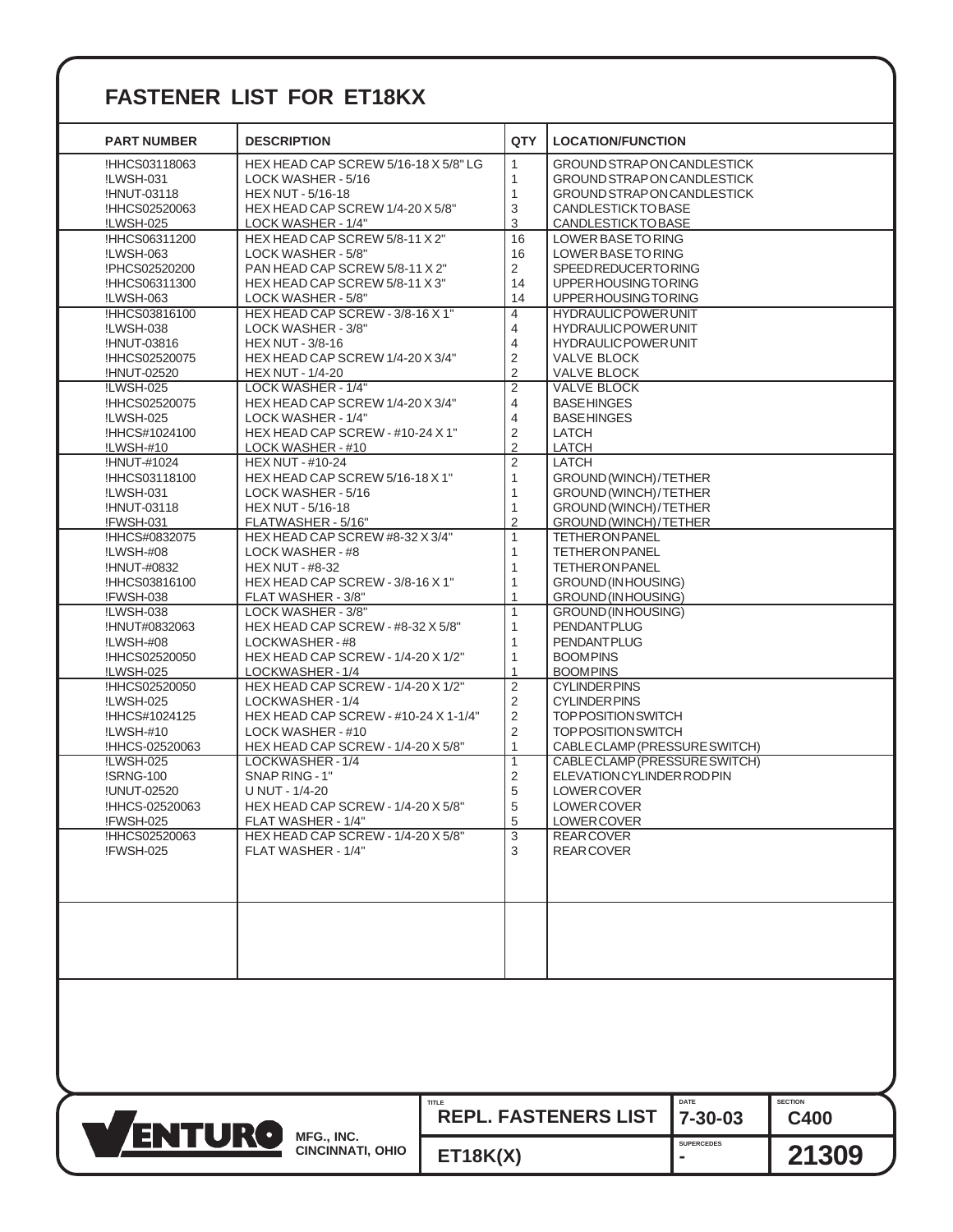# FASTENER LIST FOR ET18KX

| PART NUMBER | DESCRIPTION | QTY | LOCATION/FUNCTION |
|---|---|---|---|
| !HHCS03118063 | HEX HEAD CAP SCREW 5/16-18 X 5/8" LG | 1 | GROUND STRAP ON CANDLESTICK |
| !LWSH-031 | LOCK WASHER - 5/16 | 1 | GROUND STRAP ON CANDLESTICK |
| !HNUT-03118 | HEX NUT - 5/16-18 | 1 | GROUND STRAP ON CANDLESTICK |
| !HHCS02520063 | HEX HEAD CAP SCREW 1/4-20 X 5/8" | 3 | CANDLESTICK TO BASE |
| !LWSH-025 | LOCK WASHER - 1/4" | 3 | CANDLESTICK TO BASE |
| !HHCS06311200 | HEX HEAD CAP SCREW 5/8-11 X 2" | 16 | LOWER BASE TO RING |
| !LWSH-063 | LOCK WASHER - 5/8" | 16 | LOWER BASE TO RING |
| !PHCS02520200 | PAN HEAD CAP SCREW 5/8-11 X 2" | 2 | SPEED REDUCER TO RING |
| !HHCS06311300 | HEX HEAD CAP SCREW 5/8-11 X 3" | 14 | UPPER HOUSING TO RING |
| !LWSH-063 | LOCK WASHER - 5/8" | 14 | UPPER HOUSING TO RING |
| !HHCS03816100 | HEX HEAD CAP SCREW - 3/8-16 X 1" | 4 | HYDRAULIC POWER UNIT |
| !LWSH-038 | LOCK WASHER - 3/8" | 4 | HYDRAULIC POWER UNIT |
| !HNUT-03816 | HEX NUT - 3/8-16 | 4 | HYDRAULIC POWER UNIT |
| !HHCS02520075 | HEX HEAD CAP SCREW 1/4-20 X 3/4" | 2 | VALVE BLOCK |
| !HNUT-02520 | HEX NUT - 1/4-20 | 2 | VALVE BLOCK |
| !LWSH-025 | LOCK WASHER - 1/4" | 2 | VALVE BLOCK |
| !HHCS02520075 | HEX HEAD CAP SCREW 1/4-20 X 3/4" | 4 | BASE HINGES |
| !LWSH-025 | LOCK WASHER - 1/4" | 4 | BASE HINGES |
| !HHCS#1024100 | HEX HEAD CAP SCREW - #10-24 X 1" | 2 | LATCH |
| !LWSH-#10 | LOCK WASHER - #10 | 2 | LATCH |
| !HNUT-#1024 | HEX NUT - #10-24 | 2 | LATCH |
| !HHCS03118100 | HEX HEAD CAP SCREW 5/16-18 X 1" | 1 | GROUND (WINCH) / TETHER |
| !LWSH-031 | LOCK WASHER - 5/16 | 1 | GROUND (WINCH) / TETHER |
| !HNUT-03118 | HEX NUT - 5/16-18 | 1 | GROUND (WINCH) / TETHER |
| !FWSH-031 | FLATWASHER - 5/16" | 2 | GROUND (WINCH) / TETHER |
| !HHCS#0832075 | HEX HEAD CAP SCREW #8-32 X 3/4" | 1 | TETHER ON PANEL |
| !LWSH-#08 | LOCK WASHER - #8 | 1 | TETHER ON PANEL |
| !HNUT-#0832 | HEX NUT - #8-32 | 1 | TETHER ON PANEL |
| !HHCS03816100 | HEX HEAD CAP SCREW - 3/8-16 X 1" | 1 | GROUND (IN HOUSING) |
| !FWSH-038 | FLAT WASHER - 3/8" | 1 | GROUND (IN HOUSING) |
| !LWSH-038 | LOCK WASHER - 3/8" | 1 | GROUND (IN HOUSING) |
| !HNUT#0832063 | HEX HEAD CAP SCREW - #8-32 X 5/8" | 1 | PENDANT PLUG |
| !LWSH-#08 | LOCKWASHER - #8 | 1 | PENDANT PLUG |
| !HHCS02520050 | HEX HEAD CAP SCREW - 1/4-20 X 1/2" | 1 | BOOM PINS |
| !LWSH-025 | LOCKWASHER - 1/4 | 1 | BOOM PINS |
| !HHCS02520050 | HEX HEAD CAP SCREW - 1/4-20 X 1/2" | 2 | CYLINDER PINS |
| !LWSH-025 | LOCKWASHER - 1/4 | 2 | CYLINDER PINS |
| !HHCS#1024125 | HEX HEAD CAP SCREW - #10-24 X 1-1/4" | 2 | TOP POSITION SWITCH |
| !LWSH-#10 | LOCK WASHER - #10 | 2 | TOP POSITION SWITCH |
| !HHCS-02520063 | HEX HEAD CAP SCREW - 1/4-20 X 5/8" | 1 | CABLE CLAMP (PRESSURE SWITCH) |
| !LWSH-025 | LOCKWASHER - 1/4 | 1 | CABLE CLAMP (PRESSURE SWITCH) |
| !SRNG-100 | SNAP RING - 1" | 2 | ELEVATION CYLINDER ROD PIN |
| !UNUT-02520 | U NUT - 1/4-20 | 5 | LOWER COVER |
| !HHCS-02520063 | HEX HEAD CAP SCREW - 1/4-20 X 5/8" | 5 | LOWER COVER |
| !FWSH-025 | FLAT WASHER - 1/4" | 5 | LOWER COVER |
| !HHCS02520063 | HEX HEAD CAP SCREW - 1/4-20 X 5/8" | 3 | REAR COVER |
| !FWSH-025 | FLAT WASHER - 1/4" | 3 | REAR COVER |

| VENTURO MFG., INC. CINCINNATI, OHIO | TITLE: REPL. FASTENERS LIST | DATE: 7-30-03 | SECTION: C400 |
|---|---|---|---|
| | ET18K(X) | SUPERCEDES: - | 21309 |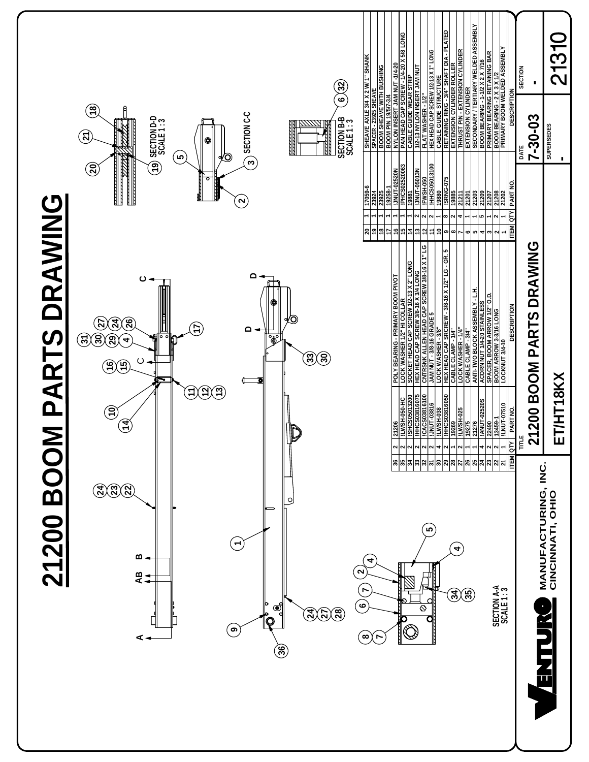# 21200 BOOM PARTS DRAWING

SECTION A-A
SCALE 1 : 3

SECTION B-B
SCALE 1 : 3

SECTION C-C

SECTION D-D
SCALE 1 : 3

| ITEM | QTY | PART NO. | DESCRIPTION |
|---|---|---|---|
| 1 | 1 | 21202 | PRIMARY BOOM WELDED ASSEMBLY |
| 2 | 2 | 21208 | BOOM BEARING - 2 X 3 X 1/2 |
| 3 | 1 | 21207 | PRIMARY BEARING RETAINING BAR |
| 4 | 5 | 21209 | BOOM BEARING - 1-1/2 X 2 X 7/16 |
| 5 | 1 | 21203 | SECONDARY / TERTIARY WELDED ASSEMBLY |
| 6 | 1 | 21201 | EXTENSION CYLINDER |
| 7 | 4 | 21211 | THRUST PIN - EXTENSION CYLINDER |
| 8 | 2 | 19885 | EXTENSION CYLINDER ROLLER |
| 9 | 8 | !SRNG-075 | RETAINING RING - 3/4" SHAFT DIA - PLATED |
| 10 | 1 | 19880 | CABLE GUIDE STRUCTURE |
| 11 | 2 | !HHCS05013100 | HEX HEAD CAP SCREW 1/2-13 X 1" LONG |
| 12 | 2 | !FWSH-050 | FLAT WASHER - 1/2" |
| 13 | 2 | !JNUT-05013N | 1/2-13 NYLON INSERT JAM NUT |
| 14 | 1 | 19881 | CABLE GUIDE WEAR STRIP |
| 15 | 1 | !PHCS02520063 | PAN HEAD CAP SCREW - 1/4-20 X 5/8 LONG |
| 16 | 1 | !JNUT-02520N | NYLON INSERT JAM NUT -1/4-20 |
| 17 | 1 | 19256-1 | BOOM PIN 19/5/7-3/4 |
| 18 | 1 | 23925 | BOOM SHEAVE WITH BUSHING |
| 19 | 1 | 23924 | SPACER - 23925 SHEAVE |
| 20 | 1 | 17059-6 | SHEAVE AXLE 3/4 X 2 W/ 1" SHANK |
| 21 | 1 | !LNUT-07510 | LOCKNUT 3/4-10 |
| 22 | 2 | 13459-1 | BOOM ARROW 3-3/16 LONG |
| 23 | 2 | 22490 | SPACER, BOOM ARROW 1/2" O.D. |
| 24 | 4 | !ANUT-02520S | ACORN NUT 1/4-20 STAINLESS |
| 25 | 1 | 21276 | ANTI-TWO BLOCK ASSEMBLY - L.H. |
| 26 | 1 | 19275 | CABLE CLAMP - 3/4" |
| 27 | 2 | !LWSH-025 | LOCK WASHER - 1/4" |
| 28 | 1 | 19269 | CABLE CLAMP - 1/4" |
| 29 | 2 | !HHCS03816050 | HEX HEAD CAP SRCREW - 3/8-16 X 1/2" LG - GR. 5 |
| 30 | 4 | !LWSH-038 | LOCK WASHER - 3/8" |
| 31 | 2 | !JNUT-03816 | JAM NUT - 3/8-16 GRADE 5 |
| 32 | 2 | !CACS03816100 | CNTRSNK ALLEN HEAD CAP SCREW 3/8-16 X 1" LG |
| 33 | 2 | !HHCS03816075 | HEX HEAD CAP SCREW 3/8-16 X 3/4 LONG |
| 34 | 2 | !SHCS05013200 | SOCKET HEAD CAP SCREW 1/2-13 X 2" LONG |
| 35 | 2 | !LWSH-050-HC | LOCK WASHER 1/2" HI COLLAR |
| 36 | 2 | 21206 | POLY BEARING - PRIMARY BOOM PIVOT |

**VENTURO** MANUFACTURING, INC. CINCINNATI, OHIO

| TITLE | DATE | SECTION |
|---|---|---|
| 21200 BOOM PARTS DRAWING | 7-30-03 | - |
| ET/HT18KX | SUPERSEDES - | 21310 |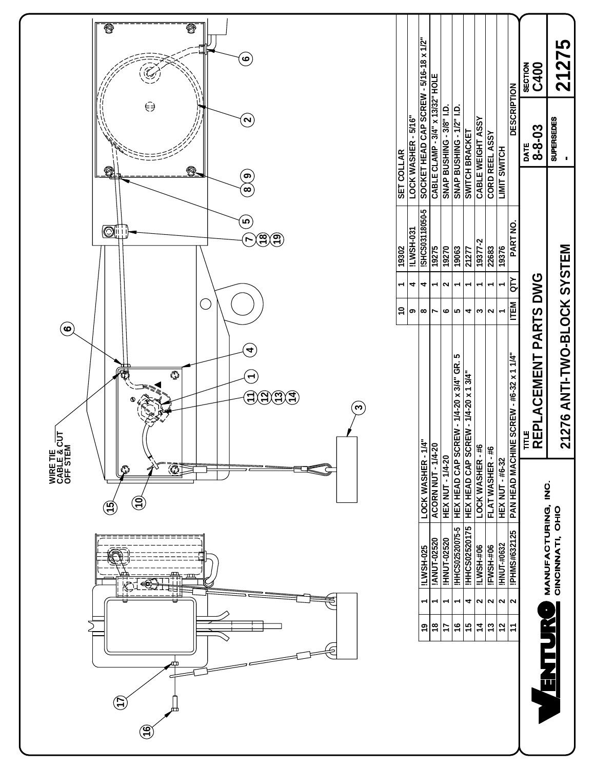WIRE TIE CABLE & CUT OFF STEM

| ITEM | QTY | PART NO. | DESCRIPTION |
|---|---|---|---|
| 19 | 1 | !LWSH-025 | LOCK WASHER - 1/4" |
| 18 | 1 | !ANUT-02520 | ACORN NUT - 1/4-20 |
| 17 | 1 | !HNUT-02520 | HEX NUT - 1/4-20 |
| 16 | 1 | !HHCS0252075-5 | HEX HEAD CAP SCREW - 1/4-20 x 3/4" GR. 5 |
| 15 | 4 | !HHCS02520175 | HEX HEAD CAP SCREW - 1/4-20 x 1 3/4" |
| 14 | 2 | !LWSH-#06 | LOCK WASHER - #6 |
| 13 | 2 | !FWSH-#06 | FLAT WASHER - #6 |
| 12 | 2 | !HNUT-#0632 | HEX NUT - #6-32 |
| 11 | 2 | !PHMS#632125 | PAN HEAD MACHINE SCREW - #6-32 x 1 1/4" |
| 10 | 1 | 19302 | SET COLLAR |
| 9 | 4 | !LWSH-031 | LOCK WASHER - 5/16" |
| 8 | 4 | !SHCS03118050-5 | SOCKET HEAD CAP SCREW - 5/16-18 x 1/2" |
| 7 | 1 | 19275 | CABLE CLAMP - 3/4" x 13/32" HOLE |
| 6 | 2 | 19270 | SNAP BUSHING - 3/8" I.D. |
| 5 | 1 | 19063 | SNAP BUSHING - 1/2" I.D. |
| 4 | 1 | 21277 | SWITCH BRACKET |
| 3 | 1 | 19377-2 | CABLE WEIGHT ASSY |
| 2 | 1 | 22683 | CORD REEL ASSY |
| 1 | 1 | 19376 | LIMIT SWITCH |

VENTURO MANUFACTURING, INC. CINCINNATI, OHIO

TITLE: REPLACEMENT PARTS DWG

21276 ANTI-TWO-BLOCK SYSTEM

DATE: 8-8-03

SECTION: C400

SUPERSEDES: -

21275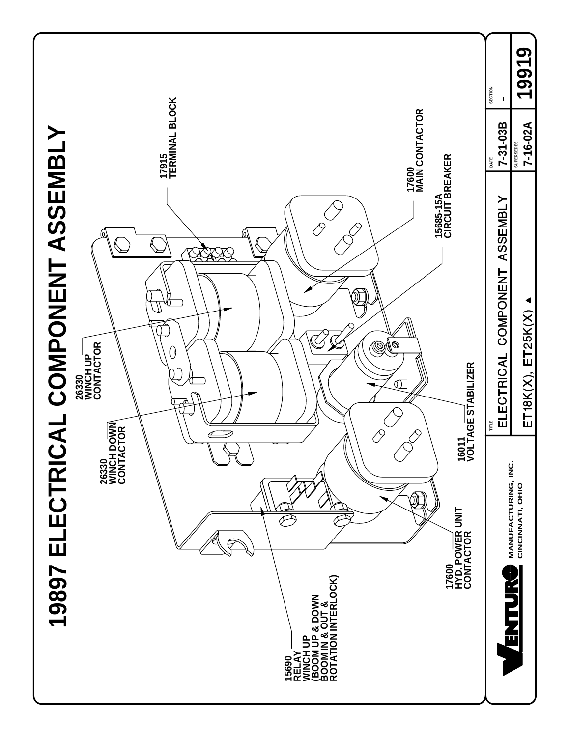# 19897 ELECTRICAL COMPONENT ASSEMBLY

17915
TERMINAL BLOCK

17600
MAIN CONTACTOR

15685-15A
CIRCUIT BREAKER

26330
WINCH UP
CONTACTOR

26330
WINCH DOWN
CONTACTOR

16011
VOLTAGE STABILIZER

17600
HYD. POWER UNIT
CONTACTOR

15690
RELAY
WINCH UP
WINCH UP & DOWN
(BOOM UP & DOWN
BOOM IN & OUT &
ROTATION INTERLOCK)

VENTURO MANUFACTURING, INC.
CINCINNATI, OHIO

| TITLE | DATE | SECTION |
|---|---|---|
| ELECTRICAL COMPONENT ASSEMBLY | 7-31-03B | - |
| ET18K(X), ET25K(X) ▲ | SUPERSEDES 7-16-02A | 19919 |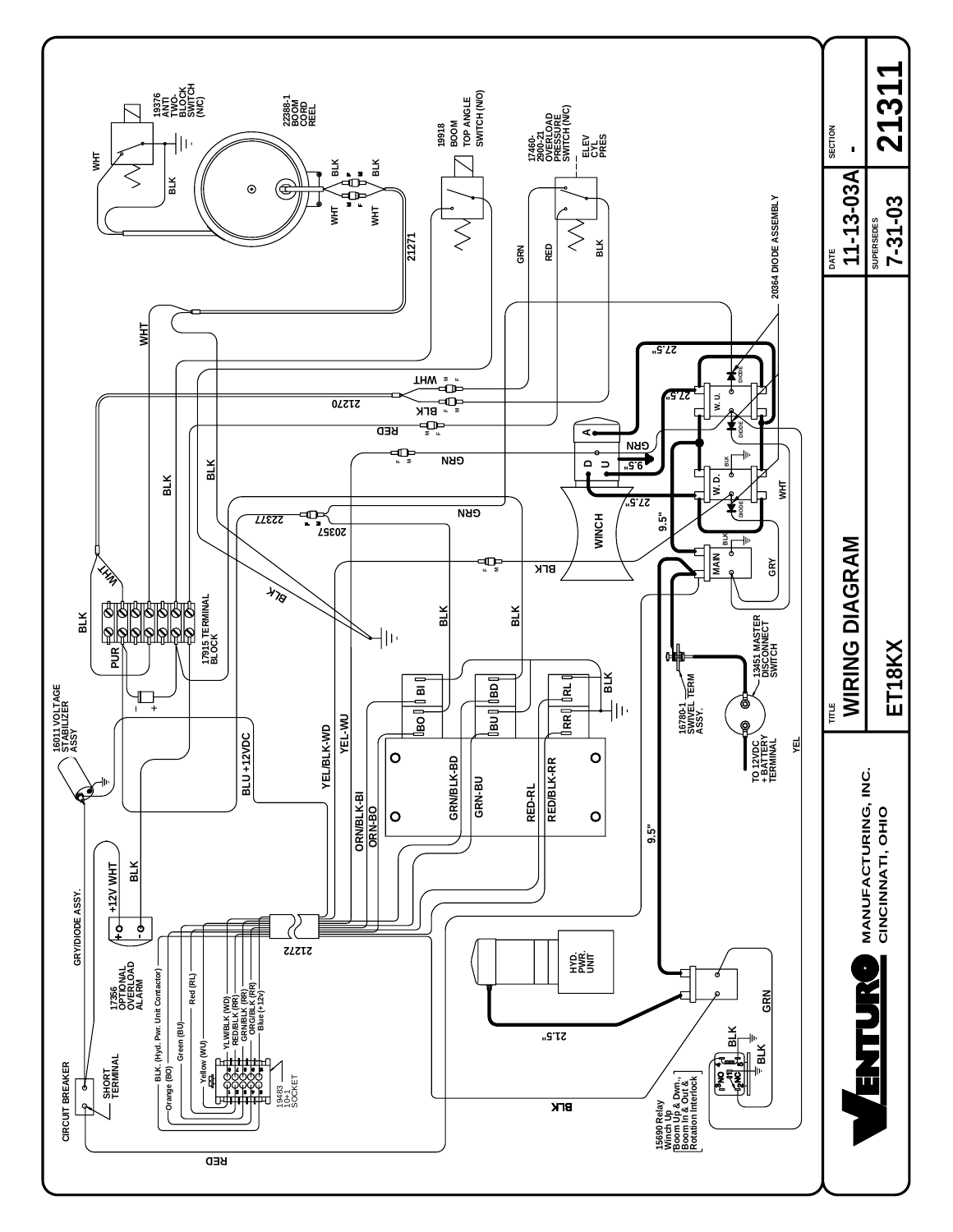# WIRING DIAGRAM

**ET18KX**

VENTURO MANUFACTURING, INC.
CINCINNATI, OHIO

| DATE | SECTION |
|---|---|
| 11-13-03A | - |
| SUPERSEDES | |
| 7-31-03 | 21311 |

19376 ANTI TWO-BLOCK SWITCH (N/C)

22388-1 BOOM CORD REEL

19918 BOOM TOP ANGLE SWITCH (N/O)

17460-2900-21 OVERLOAD PRESSURE SWITCH (N/C) ELEV CYL PRES

20364 DIODE ASSEMBLY

17915 TERMINAL BLOCK

16011 VOLTAGE STABILIZER ASSY

13451 MASTER DISCONNECT SWITCH

16780-1 SWIVEL TERM ASSY.

TO 12VDC + BATTERY TERMINAL

HYD. PWR. UNIT

15690 Relay Winch Up & Dwn., Boom Up & Dwn., Boom In & Out & Rotation Interlock

17356 OPTIONAL OVERLOAD ALARM

CIRCUIT BREAKER

SHORT TERMINAL

GRY/DIODE ASSY.

+12V WHT

19483 10+1 SOCKET

BLK. (Hyd. Pwr. Unit Contactor)
Orange (BO)
Green (BU)
Yellow (WU)
Red (RL)
YLW/BLK (WD)
RED/BLK (RR)
GRN/BLK (BD)
ORG/BLK (RR)
Blue (+12v)

21271

21270

21272

22377

20357

WINCH

W. U.

W. D.

MAIN

GRN/BLK-BD
GRN-BU
RED-RL
RED/BLK-RR
ORN/BLK-BI
ORN-BO
YEL/BLK-WD
YEL-WU
BLU +12VDC

27.5"
9.5"
21.5"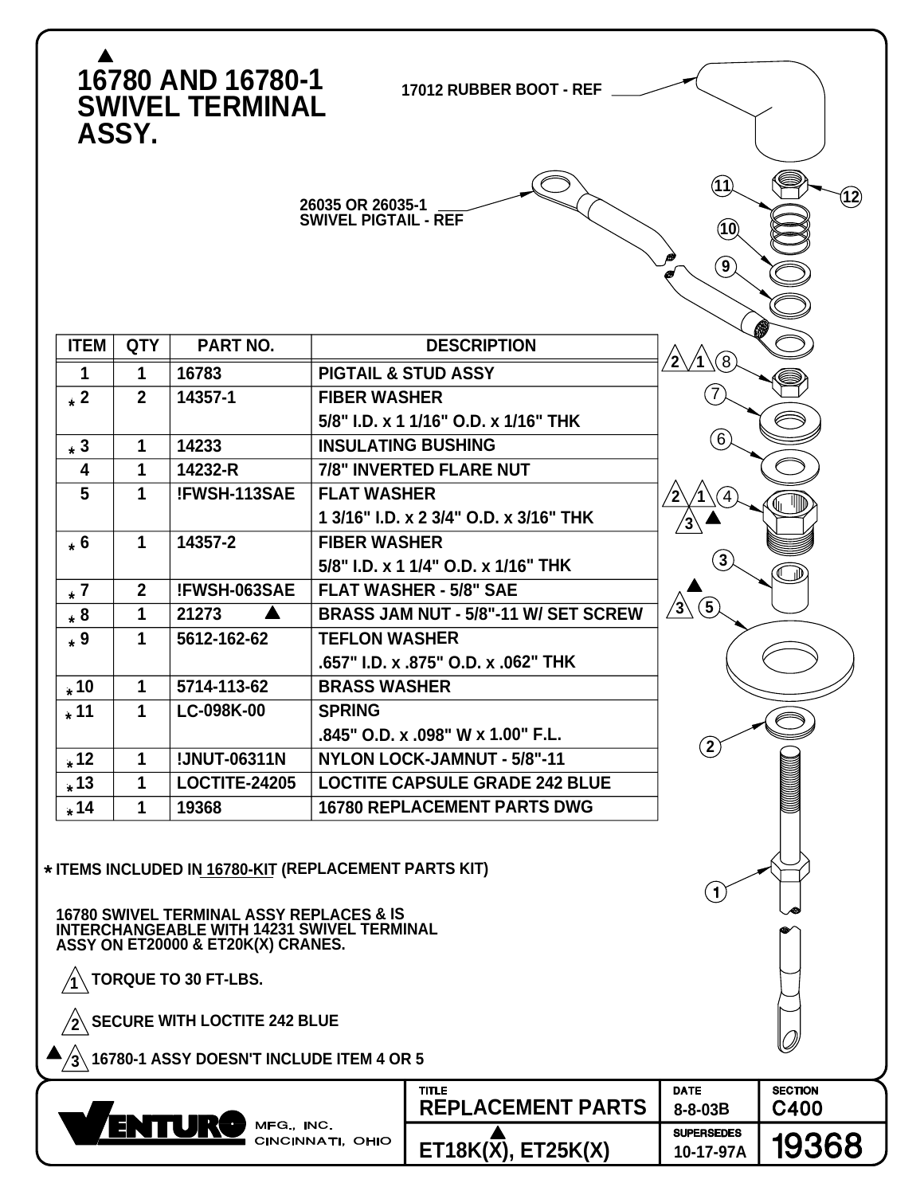# ▲ 16780 AND 16780-1 SWIVEL TERMINAL ASSY.

17012 RUBBER BOOT - REF

26035 OR 26035-1 SWIVEL PIGTAIL - REF

| ITEM | QTY | PART NO. | DESCRIPTION |
|---|---|---|---|
| 1 | 1 | 16783 | PIGTAIL & STUD ASSY |
| * 2 | 2 | 14357-1 | FIBER WASHER 5/8" I.D. x 1 1/16" O.D. x 1/16" THK |
| * 3 | 1 | 14233 | INSULATING BUSHING |
| 4 | 1 | 14232-R | 7/8" INVERTED FLARE NUT |
| 5 | 1 | !FWSH-113SAE | FLAT WASHER 1 3/16" I.D. x 2 3/4" O.D. x 3/16" THK |
| * 6 | 1 | 14357-2 | FIBER WASHER 5/8" I.D. x 1 1/4" O.D. x 1/16" THK |
| * 7 | 2 | !FWSH-063SAE | FLAT WASHER - 5/8" SAE |
| * 8 | 1 | 21273 ▲ | BRASS JAM NUT - 5/8"-11 W/ SET SCREW |
| * 9 | 1 | 5612-162-62 | TEFLON WASHER .657" I.D. x .875" O.D. x .062" THK |
| * 10 | 1 | 5714-113-62 | BRASS WASHER |
| * 11 | 1 | LC-098K-00 | SPRING .845" O.D. x .098" W x 1.00" F.L. |
| * 12 | 1 | !JNUT-06311N | NYLON LOCK-JAMNUT - 5/8"-11 |
| * 13 | 1 | LOCTITE-24205 | LOCTITE CAPSULE GRADE 242 BLUE |
| * 14 | 1 | 19368 | 16780 REPLACEMENT PARTS DWG |

\* ITEMS INCLUDED IN 16780-KIT (REPLACEMENT PARTS KIT)

16780 SWIVEL TERMINAL ASSY REPLACES & IS INTERCHANGEABLE WITH 14231 SWIVEL TERMINAL ASSY ON ET20000 & ET20K(X) CRANES.

1. TORQUE TO 30 FT-LBS.
2. SECURE WITH LOCTITE 242 BLUE
3. ▲ 16780-1 ASSY DOESN'T INCLUDE ITEM 4 OR 5

VENTURO MFG., INC. CINCINNATI, OHIO

| TITLE | DATE | SECTION |
|---|---|---|
| REPLACEMENT PARTS | 8-8-03B | C400 |
| ET18K(X), ET25K(X) | SUPERSEDES 10-17-97A | 19368 |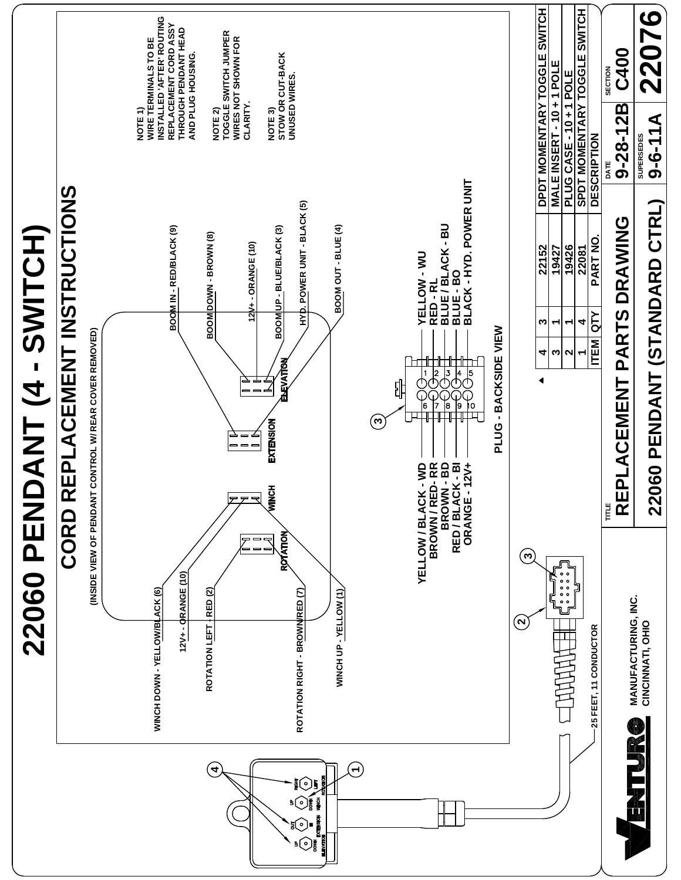# 22060 PENDANT (4 - SWITCH)

## CORD REPLACEMENT INSTRUCTIONS

(INSIDE VIEW OF PENDANT CONTROL W/ REAR COVER REMOVED)

NOTE 1)
WIRE TERMINALS TO BE INSTALLED 'AFTER' ROUTING REPLACEMENT CORD ASSY THROUGH PENDANT HEAD AND PLUG HOUSING.

NOTE 2)
TOGGLE SWITCH JUMPER WIRES NOT SHOWN FOR CLARITY.

NOTE 3)
STOW OR CUT-BACK UNUSED WIRES.

ELEVATION:
- BOOM IN - RED/BLACK (9)
- BOOM DOWN - BROWN (8)
- 12V+ - ORANGE (10)
- BOOM UP - BLUE/BLACK (3)
- HYD. POWER UNIT - BLACK (5)

EXTENSION:
- BOOM OUT - BLUE (4)

WINCH:
- WINCH DOWN - YELLOW/BLACK (6)
- 12V+ - ORANGE (10)
- WINCH UP - YELLOW (1)

ROTATION:
- ROTATION LEFT - RED (2)
- ROTATION RIGHT - BROWN/RED (7)

PLUG - BACKSIDE VIEW

| Pin | Wire | Pin | Wire |
|---|---|---|---|
| 1 | YELLOW - WU | 6 | YELLOW / BLACK - WD |
| 2 | RED - RL | 7 | BROWN / RED - RR |
| 3 | BLUE / BLACK - BU | 8 | BROWN - BD |
| 4 | BLUE - BO | 9 | RED / BLACK - BI |
| 5 | BLACK - HYD. POWER UNIT | 10 | ORANGE - 12V+ |

25 FEET, 11 CONDUCTOR

Pendant labels: ELEVATION (UP / DOWN), EXTENSION (OUT / IN), WINCH (UP / DOWN), ROTATION (RIGHT / LEFT)

| ITEM | QTY | PART NO. | DESCRIPTION |
|---|---|---|---|
| 4 | 3 | 22152 | DPDT MOMENTARY TOGGLE SWITCH |
| 3 | 1 | 19427 | MALE INSERT - 10 + 1 POLE |
| 2 | 1 | 19426 | PLUG CASE - 10 + 1 POLE |
| 1 | 4 | 22081 | SPDT MOMENTARY TOGGLE SWITCH |

VENTURO MANUFACTURING, INC.
CINCINNATI, OHIO

TITLE: REPLACEMENT PARTS DRAWING
22060 PENDANT (STANDARD CTRL)

DATE: 9-28-12B
SECTION: C400
SUPERSEDES: 9-6-11A
22076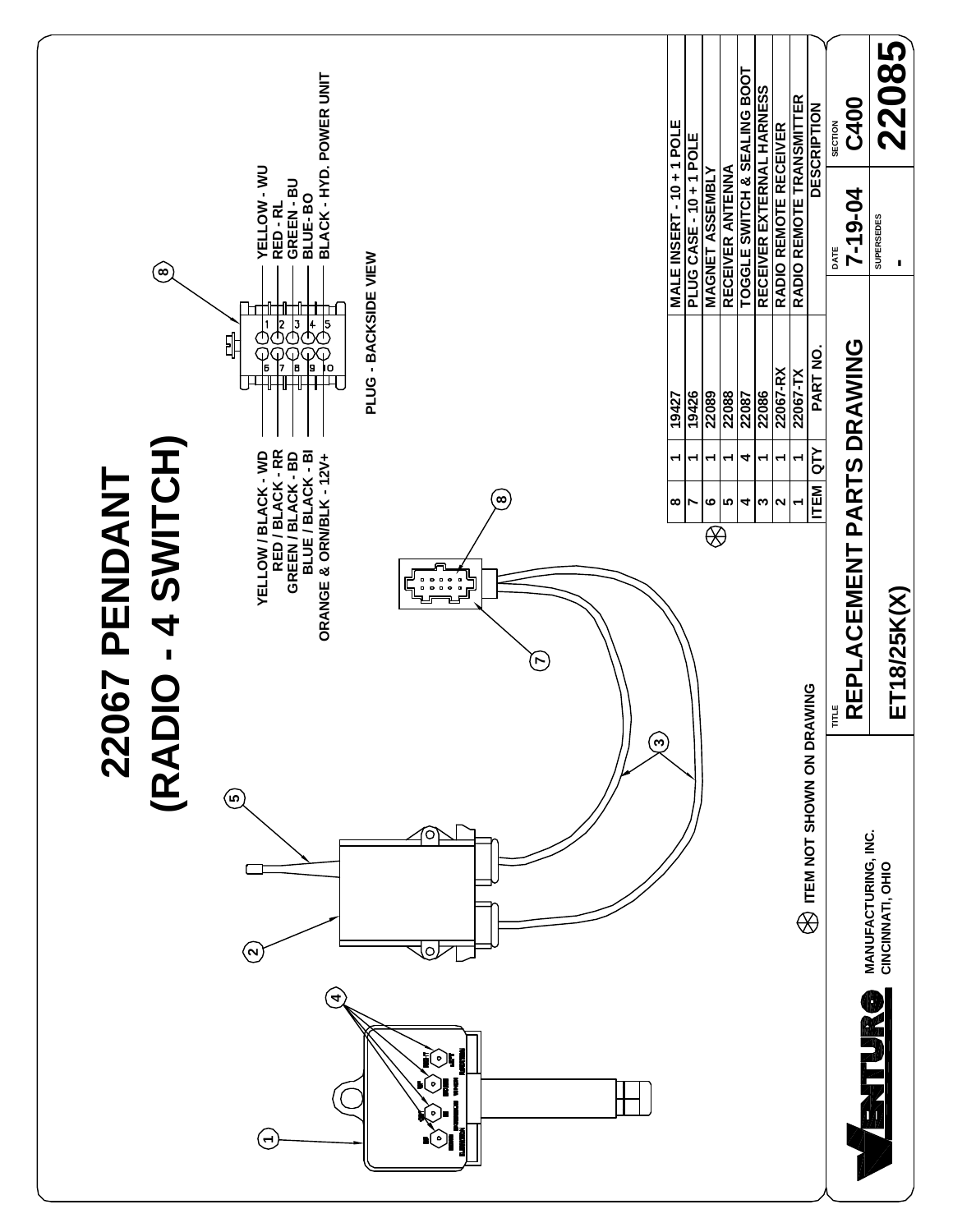# 22067 PENDANT (RADIO - 4 SWITCH)

YELLOW / BLACK - WD
RED / BLACK - RR
GREEN / BLACK - BD
BLUE / BLACK - BI
ORANGE & ORN/BLK - 12V+

YELLOW - WU
RED - RL
GREEN - BU
BLUE - BO
BLACK - HYD. POWER UNIT

PLUG - BACKSIDE VIEW

⊗ ITEM NOT SHOWN ON DRAWING

| ITEM | QTY | PART NO. | DESCRIPTION |
|---|---|---|---|
| 8 | 1 | 19427 | MALE INSERT - 10 + 1 POLE |
| 7 | 1 | 19426 | PLUG CASE - 10 + 1 POLE |
| 6 ⊗ | 1 | 22089 | MAGNET ASSEMBLY |
| 5 | 1 | 22088 | RECEIVER ANTENNA |
| 4 | 4 | 22087 | TOGGLE SWITCH & SEALING BOOT |
| 3 | 1 | 22086 | RECEIVER EXTERNAL HARNESS |
| 2 | 1 | 22067-RX | RADIO REMOTE RECEIVER |
| 1 | 1 | 22067-TX | RADIO REMOTE TRANSMITTER |

VENTURO MANUFACTURING, INC. CINCINNATI, OHIO

| TITLE | DATE | SECTION |
|---|---|---|
| REPLACEMENT PARTS DRAWING | 7-19-04 | C400 |
| ET18/25K(X) | SUPERSEDES: - | 22085 |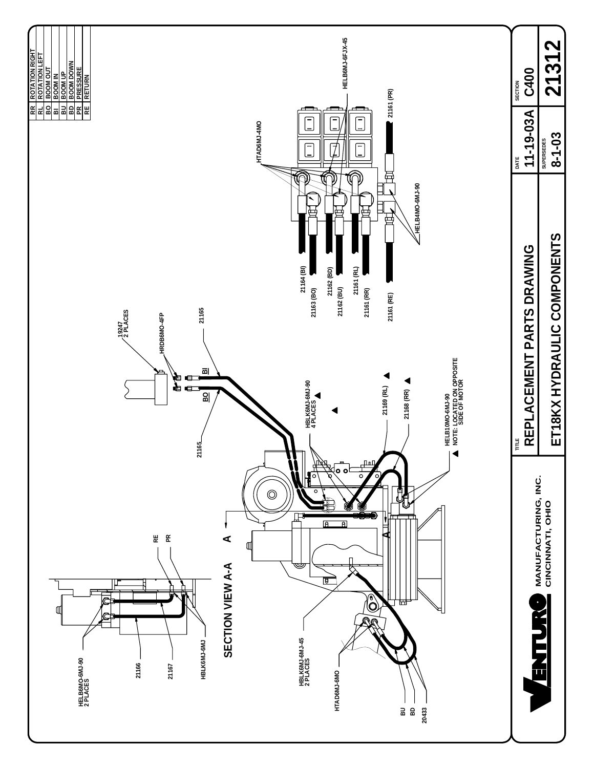| | |
|---|---|
| RR | ROTATION RIGHT |
| RL | ROTATION LEFT |
| BO | BOOM OUT |
| BI | BOOM IN |
| BU | BOOM UP |
| BD | BOOM DOWN |
| PR | PRESSURE |
| RE | RETURN |

HTAD6MJ-4MO

HELB6MJ-6FJX-45

21161 (PR)

HELB4MO-6MJ-90

21164 (BI)
21163 (BO)
21162 (BD)
21162 (BU)
21161 (RL)
21161 (RR)
21161 (RE)

19247
2 PLACES

HRDB6MO-4FP

21165

BI

BO

21165

HBLK6MJ-6MJ-90
4 PLACES

21169 (RL)

21168 (RR)

HELB10MO-6MJ-90
NOTE: LOCATED ON OPPOSITE SIDE OF MOTOR

SECTION VIEW A-A

RE

PR

HELB6MO-6MJ-90
2 PLACES

21166

21167

HBLK6MJ-6MJ

HBLK6MJ-6MJ-45
2 PLACES

HTAD6MJ-6MO

BU

BD

20433

VENTURO MANUFACTURING, INC.
CINCINNATI, OHIO

| TITLE | DATE | SECTION |
|---|---|---|
| REPLACEMENT PARTS DRAWING | 11-19-03A | C400 |
| ET18KX HYDRAULIC COMPONENTS | SUPERSEDES 8-1-03 | 21312 |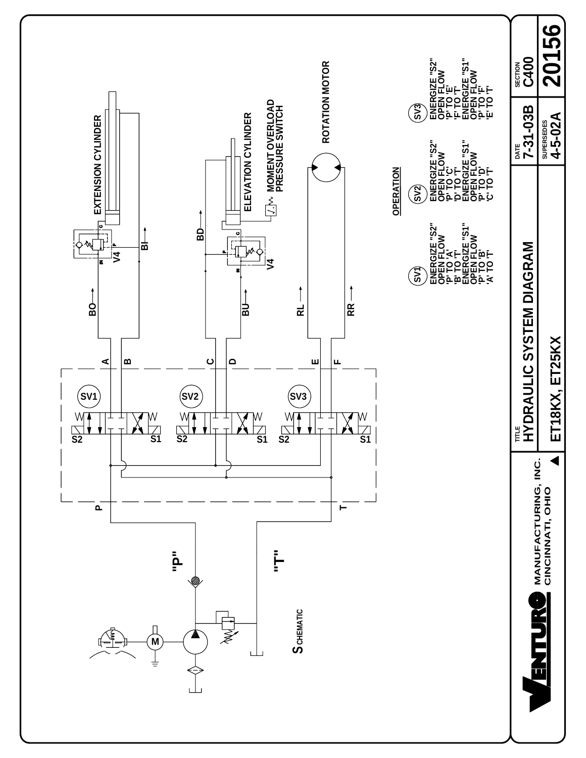# HYDRAULIC SYSTEM DIAGRAM

## SCHEMATIC

EXTENSION CYLINDER

ELEVATION CYLINDER

MOMENT OVERLOAD PRESSURE SWITCH

ROTATION MOTOR

V4

V4

BI

BO

BD

BU

RL

RR

A B C D E F

SV1 SV2 SV3

S2 S1 S2 S1 S2 S1

P T

"P"

"T"

M

### OPERATION

**SV1**
ENERGIZE "S2"
OPEN FLOW
'P' TO 'A'
'B' TO 'T'
ENERGIZE "S1"
OPEN FLOW
'P' TO 'B'
'A' TO 'T'

**SV2**
ENERGIZE "S2"
OPEN FLOW
'P' TO 'C'
'D' TO 'T'
ENERGIZE "S1"
OPEN FLOW
'P' TO 'D'
'C' TO 'T'

**SV3**
ENERGIZE "S2"
OPEN FLOW
'P' TO 'E'
'F' TO 'T'
ENERGIZE "S1"
OPEN FLOW
'P' TO 'F'
'E' TO 'T'

| VENTURO MANUFACTURING, INC. CINCINNATI, OHIO | TITLE: HYDRAULIC SYSTEM DIAGRAM | DATE: 7-31-03B | SECTION: C400 |
|---|---|---|---|
| | ET18KX, ET25KX | SUPERSEDES: 4-5-02A | 20156 |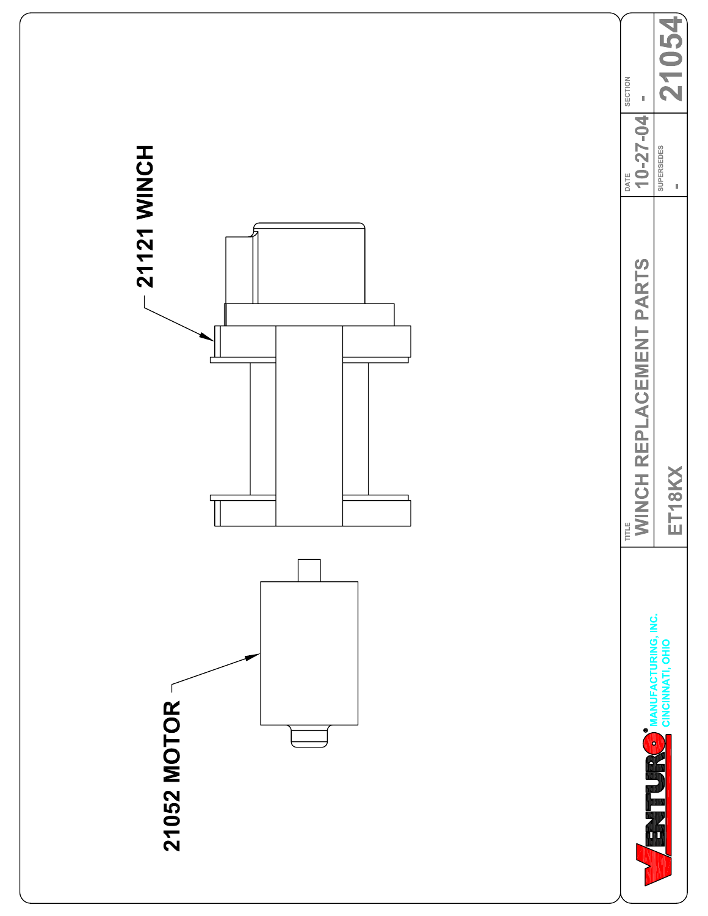21052 MOTOR

21121 WINCH

**VENTURO** MANUFACTURING, INC.
CINCINNATI, OHIO

| TITLE | DATE | SECTION |
|---|---|---|
| WINCH REPLACEMENT PARTS | 10-27-04 | - |
| ET18KX | SUPERSEDES - | 21054 |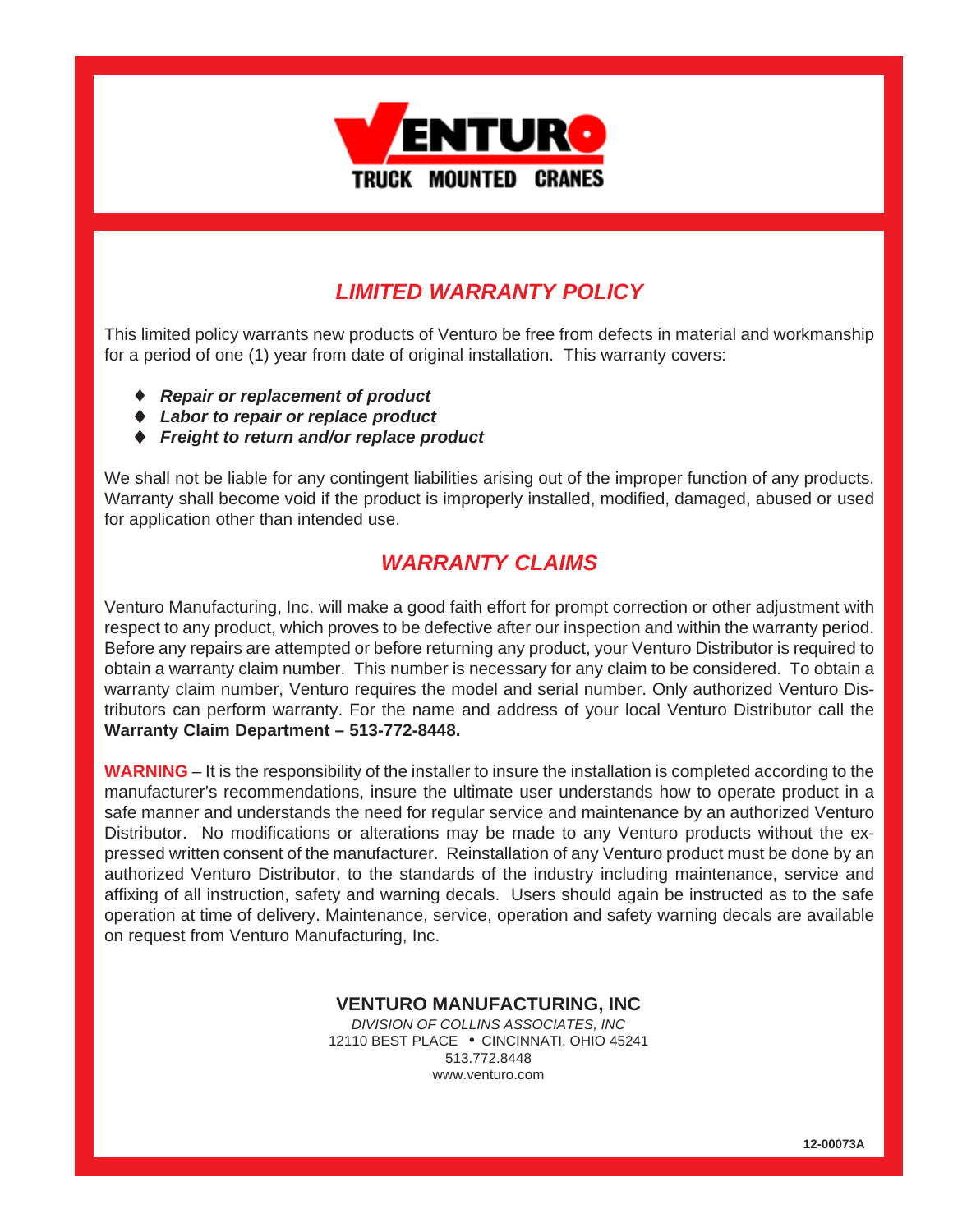VENTURO

TRUCK MOUNTED CRANES

## *LIMITED WARRANTY POLICY*

This limited policy warrants new products of Venturo be free from defects in material and workmanship for a period of one (1) year from date of original installation. This warranty covers:

- ***Repair or replacement of product***
- ***Labor to repair or replace product***
- ***Freight to return and/or replace product***

We shall not be liable for any contingent liabilities arising out of the improper function of any products. Warranty shall become void if the product is improperly installed, modified, damaged, abused or used for application other than intended use.

## *WARRANTY CLAIMS*

Venturo Manufacturing, Inc. will make a good faith effort for prompt correction or other adjustment with respect to any product, which proves to be defective after our inspection and within the warranty period. Before any repairs are attempted or before returning any product, your Venturo Distributor is required to obtain a warranty claim number. This number is necessary for any claim to be considered. To obtain a warranty claim number, Venturo requires the model and serial number. Only authorized Venturo Distributors can perform warranty. For the name and address of your local Venturo Distributor call the **Warranty Claim Department – 513-772-8448.**

**WARNING** – It is the responsibility of the installer to insure the installation is completed according to the manufacturer's recommendations, insure the ultimate user understands how to operate product in a safe manner and understands the need for regular service and maintenance by an authorized Venturo Distributor. No modifications or alterations may be made to any Venturo products without the expressed written consent of the manufacturer. Reinstallation of any Venturo product must be done by an authorized Venturo Distributor, to the standards of the industry including maintenance, service and affixing of all instruction, safety and warning decals. Users should again be instructed as to the safe operation at time of delivery. Maintenance, service, operation and safety warning decals are available on request from Venturo Manufacturing, Inc.

**VENTURO MANUFACTURING, INC**

*DIVISION OF COLLINS ASSOCIATES, INC*

12110 BEST PLACE • CINCINNATI, OHIO 45241

513.772.8448

www.venturo.com

12-00073A